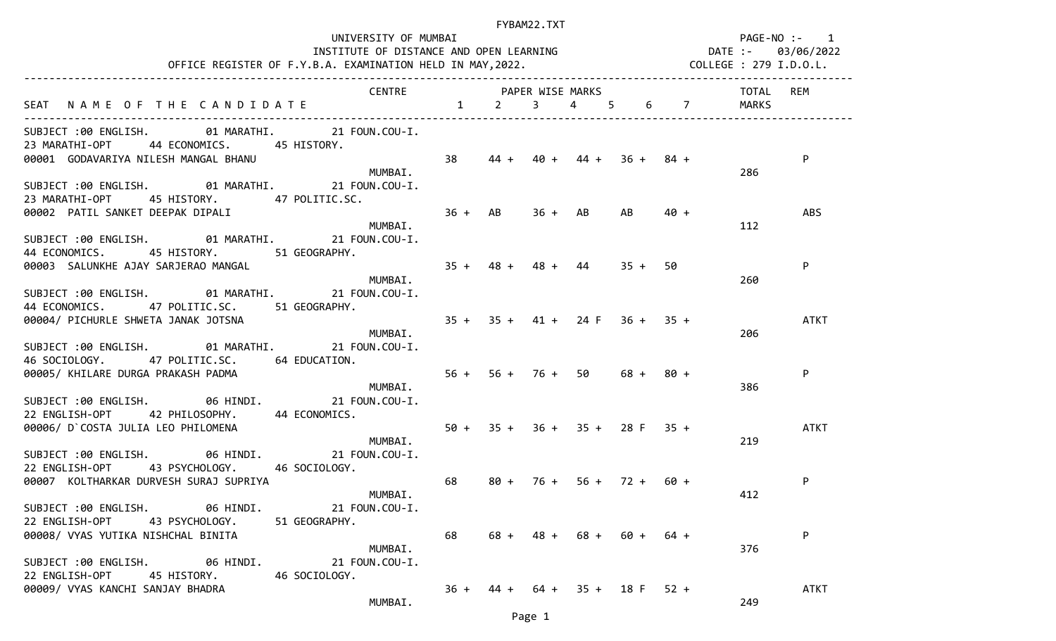FYBAM22.TXT

UNIVERSITY OF MUMBAI
INSTITUTE OF DISTANCE AND OPEN LEARNING
OFFICE REGISTER OF F.Y.B.A. EXAMINATION HELD IN MAY,2022.

PAGE-NO :- 1
DATE :- 03/06/2022
COLLEGE : 279 I.D.O.L.

| SEAT | NAME OF THE CANDIDATE | CENTRE | 1 | 2 | 3 | 4 | 5 | 6 | 7 | TOTAL MARKS | REM |
|---|---|---|---|---|---|---|---|---|---|---|---|
| | SUBJECT :00 ENGLISH. 01 MARATHI. 21 FOUN.COU-I. 23 MARATHI-OPT 44 ECONOMICS. 45 HISTORY. | | | | | | | | | | |
| 00001 | GODAVARIYA NILESH MANGAL BHANU | MUMBAI. | 38 | 44 + | 40 + | 44 + | 36 + | 84 + | | 286 | P |
| | SUBJECT :00 ENGLISH. 01 MARATHI. 21 FOUN.COU-I. 23 MARATHI-OPT 45 HISTORY. 47 POLITIC.SC. | | | | | | | | | | |
| 00002 | PATIL SANKET DEEPAK DIPALI | MUMBAI. | 36 + | AB | 36 + | AB | AB | 40 + | | 112 | ABS |
| | SUBJECT :00 ENGLISH. 01 MARATHI. 21 FOUN.COU-I. 44 ECONOMICS. 45 HISTORY. 51 GEOGRAPHY. | | | | | | | | | | |
| 00003 | SALUNKHE AJAY SARJERAO MANGAL | MUMBAI. | 35 + | 48 + | 48 + | 44 | 35 + | 50 | | 260 | P |
| | SUBJECT :00 ENGLISH. 01 MARATHI. 21 FOUN.COU-I. 44 ECONOMICS. 47 POLITIC.SC. 51 GEOGRAPHY. | | | | | | | | | | |
| 00004/ | PICHURLE SHWETA JANAK JOTSNA | MUMBAI. | 35 + | 35 + | 41 + | 24 F | 36 + | 35 + | | 206 | ATKT |
| | SUBJECT :00 ENGLISH. 01 MARATHI. 21 FOUN.COU-I. 46 SOCIOLOGY. 47 POLITIC.SC. 64 EDUCATION. | | | | | | | | | | |
| 00005/ | KHILARE DURGA PRAKASH PADMA | MUMBAI. | 56 + | 56 + | 76 + | 50 | 68 + | 80 + | | 386 | P |
| | SUBJECT :00 ENGLISH. 06 HINDI. 21 FOUN.COU-I. 22 ENGLISH-OPT 42 PHILOSOPHY. 44 ECONOMICS. | | | | | | | | | | |
| 00006/ | D`COSTA JULIA LEO PHILOMENA | MUMBAI. | 50 + | 35 + | 36 + | 35 + | 28 F | 35 + | | 219 | ATKT |
| | SUBJECT :00 ENGLISH. 06 HINDI. 21 FOUN.COU-I. 22 ENGLISH-OPT 43 PSYCHOLOGY. 46 SOCIOLOGY. | | | | | | | | | | |
| 00007 | KOLTHARKAR DURVESH SURAJ SUPRIYA | MUMBAI. | 68 | 80 + | 76 + | 56 + | 72 + | 60 + | | 412 | P |
| | SUBJECT :00 ENGLISH. 06 HINDI. 21 FOUN.COU-I. 22 ENGLISH-OPT 43 PSYCHOLOGY. 51 GEOGRAPHY. | | | | | | | | | | |
| 00008/ | VYAS YUTIKA NISHCHAL BINITA | MUMBAI. | 68 | 68 + | 48 + | 68 + | 60 + | 64 + | | 376 | P |
| | SUBJECT :00 ENGLISH. 06 HINDI. 21 FOUN.COU-I. 22 ENGLISH-OPT 45 HISTORY. 46 SOCIOLOGY. | | | | | | | | | | |
| 00009/ | VYAS KANCHI SANJAY BHADRA | MUMBAI. | 36 + | 44 + | 64 + | 35 + | 18 F | 52 + | | 249 | ATKT |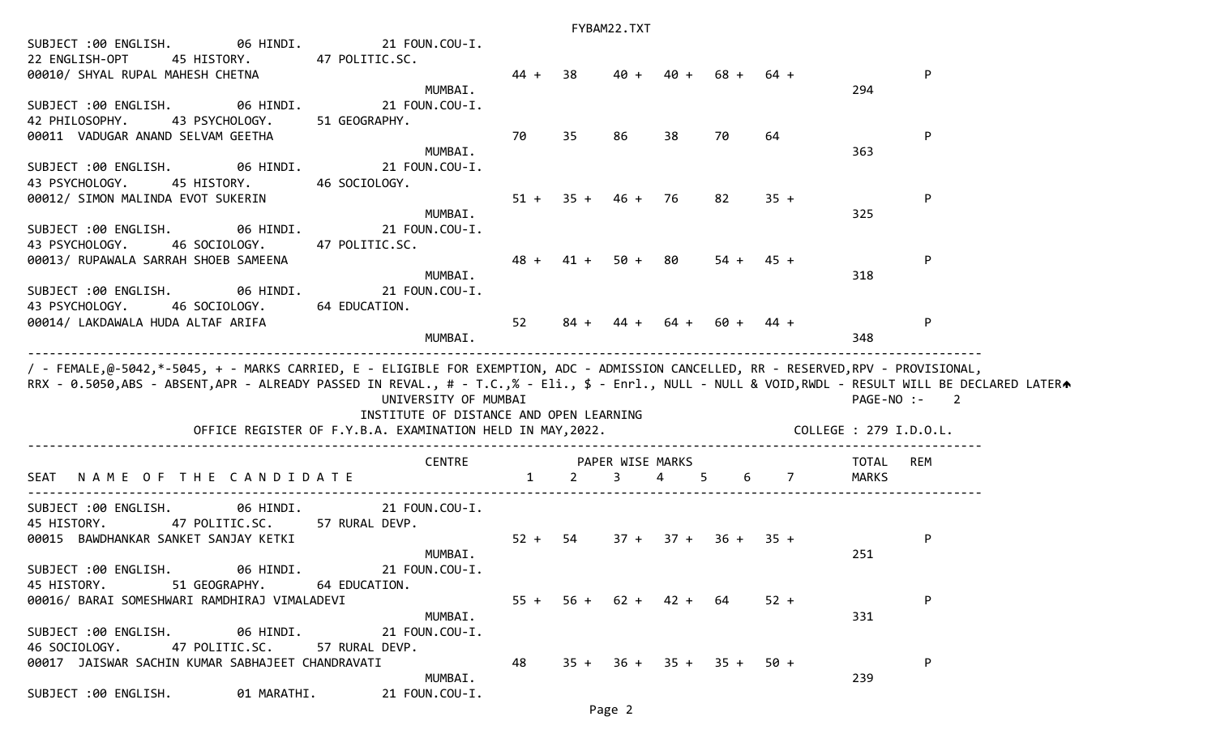SUBJECT :00 ENGLISH. 06 HINDI. 21 FOUN.COU-I.
22 ENGLISH-OPT 45 HISTORY. 47 POLITIC.SC.

| SEAT NAME OF THE CANDIDATE | CENTRE | 1 | 2 | 3 | 4 | 5 | 6 | 7 | TOTAL MARKS | REM |
|---|---|---|---|---|---|---|---|---|---|---|
| 00010/ SHYAL RUPAL MAHESH CHETNA | MUMBAI. | 44 + | 38 | 40 + | 40 + | 68 + | 64 + | | 294 | P |

SUBJECT :00 ENGLISH. 06 HINDI. 21 FOUN.COU-I.
42 PHILOSOPHY. 43 PSYCHOLOGY. 51 GEOGRAPHY.

| SEAT NAME OF THE CANDIDATE | CENTRE | 1 | 2 | 3 | 4 | 5 | 6 | 7 | TOTAL MARKS | REM |
|---|---|---|---|---|---|---|---|---|---|---|
| 00011 VADUGAR ANAND SELVAM GEETHA | MUMBAI. | 70 | 35 | 86 | 38 | 70 | 64 | | 363 | P |

SUBJECT :00 ENGLISH. 06 HINDI. 21 FOUN.COU-I.
43 PSYCHOLOGY. 45 HISTORY. 46 SOCIOLOGY.

| SEAT NAME OF THE CANDIDATE | CENTRE | 1 | 2 | 3 | 4 | 5 | 6 | 7 | TOTAL MARKS | REM |
|---|---|---|---|---|---|---|---|---|---|---|
| 00012/ SIMON MALINDA EVOT SUKERIN | MUMBAI. | 51 + | 35 + | 46 + | 76 | 82 | 35 + | | 325 | P |

SUBJECT :00 ENGLISH. 06 HINDI. 21 FOUN.COU-I.
43 PSYCHOLOGY. 46 SOCIOLOGY. 47 POLITIC.SC.

| SEAT NAME OF THE CANDIDATE | CENTRE | 1 | 2 | 3 | 4 | 5 | 6 | 7 | TOTAL MARKS | REM |
|---|---|---|---|---|---|---|---|---|---|---|
| 00013/ RUPAWALA SARRAH SHOEB SAMEENA | MUMBAI. | 48 + | 41 + | 50 + | 80 | 54 + | 45 + | | 318 | P |

SUBJECT :00 ENGLISH. 06 HINDI. 21 FOUN.COU-I.
43 PSYCHOLOGY. 46 SOCIOLOGY. 64 EDUCATION.

| SEAT NAME OF THE CANDIDATE | CENTRE | 1 | 2 | 3 | 4 | 5 | 6 | 7 | TOTAL MARKS | REM |
|---|---|---|---|---|---|---|---|---|---|---|
| 00014/ LAKDAWALA HUDA ALTAF ARIFA | MUMBAI. | 52 | 84 + | 44 + | 64 + | 60 + | 44 + | | 348 | P |

/ - FEMALE,@-5042,*-5045, + - MARKS CARRIED, E - ELIGIBLE FOR EXEMPTION, ADC - ADMISSION CANCELLED, RR - RESERVED,RPV - PROVISIONAL,
RRX - 0.5050,ABS - ABSENT,APR - ALREADY PASSED IN REVAL., # - T.C.,% - Eli., $ - Enrl., NULL - NULL & VOID,RWDL - RESULT WILL BE DECLARED LATER

UNIVERSITY OF MUMBAI
INSTITUTE OF DISTANCE AND OPEN LEARNING
OFFICE REGISTER OF F.Y.B.A. EXAMINATION HELD IN MAY,2022.

PAGE-NO :- 2
COLLEGE : 279 I.D.O.L.

SUBJECT :00 ENGLISH. 06 HINDI. 21 FOUN.COU-I.
45 HISTORY. 47 POLITIC.SC. 57 RURAL DEVP.

| SEAT NAME OF THE CANDIDATE | CENTRE | 1 | 2 | 3 | 4 | 5 | 6 | 7 | TOTAL MARKS | REM |
|---|---|---|---|---|---|---|---|---|---|---|
| 00015 BAWDHANKAR SANKET SANJAY KETKI | MUMBAI. | 52 + | 54 | 37 + | 37 + | 36 + | 35 + | | 251 | P |

SUBJECT :00 ENGLISH. 06 HINDI. 21 FOUN.COU-I.
45 HISTORY. 51 GEOGRAPHY. 64 EDUCATION.

| SEAT NAME OF THE CANDIDATE | CENTRE | 1 | 2 | 3 | 4 | 5 | 6 | 7 | TOTAL MARKS | REM |
|---|---|---|---|---|---|---|---|---|---|---|
| 00016/ BARAI SOMESHWARI RAMDHIRAJ VIMALADEVI | MUMBAI. | 55 + | 56 + | 62 + | 42 + | 64 | 52 + | | 331 | P |

SUBJECT :00 ENGLISH. 06 HINDI. 21 FOUN.COU-I.
46 SOCIOLOGY. 47 POLITIC.SC. 57 RURAL DEVP.

| SEAT NAME OF THE CANDIDATE | CENTRE | 1 | 2 | 3 | 4 | 5 | 6 | 7 | TOTAL MARKS | REM |
|---|---|---|---|---|---|---|---|---|---|---|
| 00017 JAISWAR SACHIN KUMAR SABHAJEET CHANDRAVATI | MUMBAI. | 48 | 35 + | 36 + | 35 + | 35 + | 50 + | | 239 | P |

SUBJECT :00 ENGLISH. 01 MARATHI. 21 FOUN.COU-I.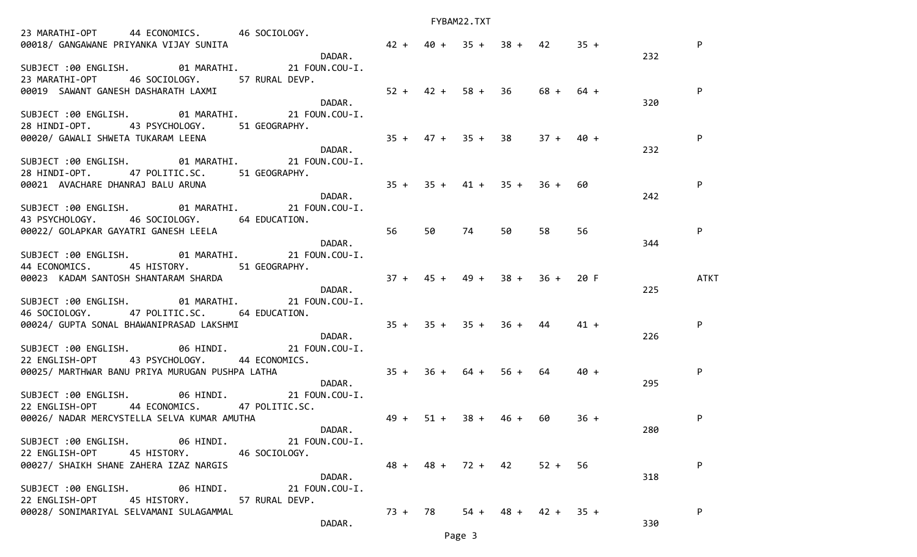```
23 MARATHI-OPT      44 ECONOMICS.       46 SOCIOLOGY.
00018/ GANGAWANE PRIYANKA VIJAY SUNITA                          42 +  40 +  35 +  38 +  42    35 +              P
                                                  DADAR.                                               232
SUBJECT :00 ENGLISH.        01 MARATHI.        21 FOUN.COU-I.
23 MARATHI-OPT      46 SOCIOLOGY.       57 RURAL DEVP.
00019  SAWANT GANESH DASHARATH LAXMI                            52 +  42 +  58 +  36    68 +  64 +              P
                                                  DADAR.                                               320
SUBJECT :00 ENGLISH.        01 MARATHI.        21 FOUN.COU-I.
28 HINDI-OPT.       43 PSYCHOLOGY.      51 GEOGRAPHY.
00020/ GAWALI SHWETA TUKARAM LEENA                              35 +  47 +  35 +  38    37 +  40 +              P
                                                  DADAR.                                               232
SUBJECT :00 ENGLISH.        01 MARATHI.        21 FOUN.COU-I.
28 HINDI-OPT.       47 POLITIC.SC.      51 GEOGRAPHY.
00021  AVACHARE DHANRAJ BALU ARUNA                              35 +  35 +  41 +  35 +  36 +  60                P
                                                  DADAR.                                               242
SUBJECT :00 ENGLISH.        01 MARATHI.        21 FOUN.COU-I.
43 PSYCHOLOGY.      46 SOCIOLOGY.       64 EDUCATION.
00022/ GOLAPKAR GAYATRI GANESH LEELA                            56    50    74    50    58    56                  P
                                                  DADAR.                                               344
SUBJECT :00 ENGLISH.        01 MARATHI.        21 FOUN.COU-I.
44 ECONOMICS.       45 HISTORY.         51 GEOGRAPHY.
00023  KADAM SANTOSH SHANTARAM SHARDA                           37 +  45 +  49 +  38 +  36 +  20 F              ATKT
                                                  DADAR.                                               225
SUBJECT :00 ENGLISH.        01 MARATHI.        21 FOUN.COU-I.
46 SOCIOLOGY.       47 POLITIC.SC.      64 EDUCATION.
00024/ GUPTA SONAL BHAWANIPRASAD LAKSHMI                        35 +  35 +  35 +  36 +  44    41 +              P
                                                  DADAR.                                               226
SUBJECT :00 ENGLISH.        06 HINDI.          21 FOUN.COU-I.
22 ENGLISH-OPT      43 PSYCHOLOGY.      44 ECONOMICS.
00025/ MARTHWAR BANU PRIYA MURUGAN PUSHPA LATHA                 35 +  36 +  64 +  56 +  64    40 +              P
                                                  DADAR.                                               295
SUBJECT :00 ENGLISH.        06 HINDI.          21 FOUN.COU-I.
22 ENGLISH-OPT      44 ECONOMICS.       47 POLITIC.SC.
00026/ NADAR MERCYSTELLA SELVA KUMAR AMUTHA                     49 +  51 +  38 +  46 +  60    36 +              P
                                                  DADAR.                                               280
SUBJECT :00 ENGLISH.        06 HINDI.          21 FOUN.COU-I.
22 ENGLISH-OPT      45 HISTORY.         46 SOCIOLOGY.
00027/ SHAIKH SHANE ZAHERA IZAZ NARGIS                          48 +  48 +  72 +  42    52 +  56                P
                                                  DADAR.                                               318
SUBJECT :00 ENGLISH.        06 HINDI.          21 FOUN.COU-I.
22 ENGLISH-OPT      45 HISTORY.         57 RURAL DEVP.
00028/ SONIMARIYAL SELVAMANI SULAGAMMAL                         73 +  78    54 +  48 +  42 +  35 +              P
                                                  DADAR.                                               330
```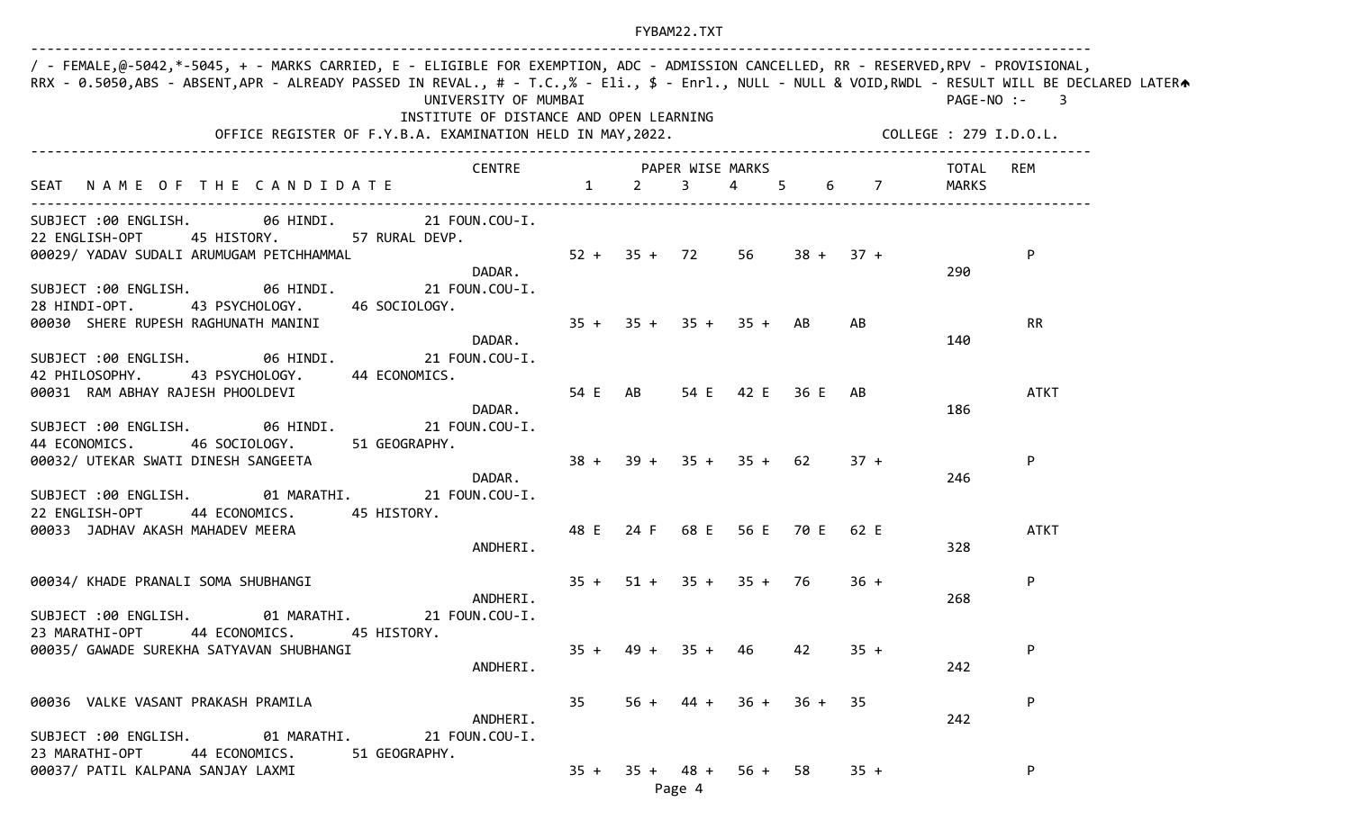/ - FEMALE,@-5042,*-5045, + - MARKS CARRIED, E - ELIGIBLE FOR EXEMPTION, ADC - ADMISSION CANCELLED, RR - RESERVED,RPV - PROVISIONAL,
RRX - 0.5050,ABS - ABSENT,APR - ALREADY PASSED IN REVAL., # - T.C.,% - Eli., $ - Enrl., NULL - NULL & VOID,RWDL - RESULT WILL BE DECLARED LATER

UNIVERSITY OF MUMBAI — PAGE-NO :- 3

INSTITUTE OF DISTANCE AND OPEN LEARNING

OFFICE REGISTER OF F.Y.B.A. EXAMINATION HELD IN MAY,2022. — COLLEGE : 279 I.D.O.L.

| SEAT NAME OF THE CANDIDATE | CENTRE | 1 | 2 | 3 | 4 | 5 | 6 | 7 | TOTAL MARKS | REM |
|---|---|---|---|---|---|---|---|---|---|---|
| SUBJECT :00 ENGLISH. 06 HINDI. 21 FOUN.COU-I. 22 ENGLISH-OPT 45 HISTORY. 57 RURAL DEVP. | | | | | | | | | | |
| 00029/ YADAV SUDALI ARUMUGAM PETCHHAMMAL | DADAR. | 52 + | 35 + | 72 | 56 | 38 + | 37 + | | 290 | P |
| SUBJECT :00 ENGLISH. 06 HINDI. 21 FOUN.COU-I. 28 HINDI-OPT. 43 PSYCHOLOGY. 46 SOCIOLOGY. | | | | | | | | | | |
| 00030 SHERE RUPESH RAGHUNATH MANINI | DADAR. | 35 + | 35 + | 35 + | 35 + | AB | AB | | 140 | RR |
| SUBJECT :00 ENGLISH. 06 HINDI. 21 FOUN.COU-I. 42 PHILOSOPHY. 43 PSYCHOLOGY. 44 ECONOMICS. | | | | | | | | | | |
| 00031 RAM ABHAY RAJESH PHOOLDEVI | DADAR. | 54 E | AB | 54 E | 42 E | 36 E | AB | | 186 | ATKT |
| SUBJECT :00 ENGLISH. 06 HINDI. 21 FOUN.COU-I. 44 ECONOMICS. 46 SOCIOLOGY. 51 GEOGRAPHY. | | | | | | | | | | |
| 00032/ UTEKAR SWATI DINESH SANGEETA | DADAR. | 38 + | 39 + | 35 + | 35 + | 62 | 37 + | | 246 | P |
| SUBJECT :00 ENGLISH. 01 MARATHI. 21 FOUN.COU-I. 22 ENGLISH-OPT 44 ECONOMICS. 45 HISTORY. | | | | | | | | | | |
| 00033 JADHAV AKASH MAHADEV MEERA | ANDHERI. | 48 E | 24 F | 68 E | 56 E | 70 E | 62 E | | 328 | ATKT |
| 00034/ KHADE PRANALI SOMA SHUBHANGI | ANDHERI. | 35 + | 51 + | 35 + | 35 + | 76 | 36 + | | 268 | P |
| SUBJECT :00 ENGLISH. 01 MARATHI. 21 FOUN.COU-I. 23 MARATHI-OPT 44 ECONOMICS. 45 HISTORY. | | | | | | | | | | |
| 00035/ GAWADE SUREKHA SATYAVAN SHUBHANGI | ANDHERI. | 35 + | 49 + | 35 + | 46 | 42 | 35 + | | 242 | P |
| 00036 VALKE VASANT PRAKASH PRAMILA | ANDHERI. | 35 | 56 + | 44 + | 36 + | 36 + | 35 | | 242 | P |
| SUBJECT :00 ENGLISH. 01 MARATHI. 21 FOUN.COU-I. 23 MARATHI-OPT 44 ECONOMICS. 51 GEOGRAPHY. | | | | | | | | | | |
| 00037/ PATIL KALPANA SANJAY LAXMI | | 35 + | 35 + | 48 + | 56 + | 58 | 35 + | | | P |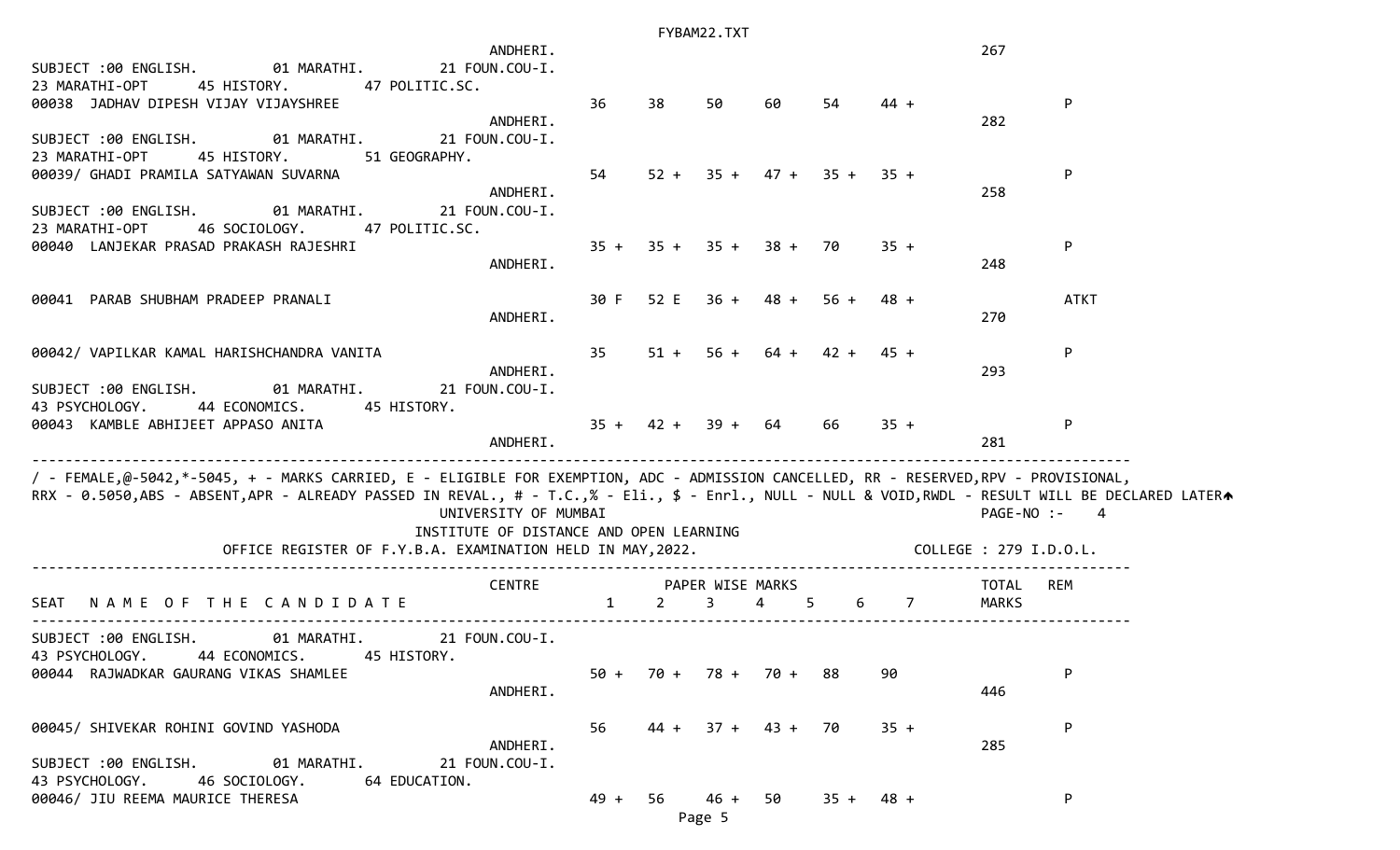```
                                          ANDHERI.                                                        267
SUBJECT :00 ENGLISH.        01 MARATHI.       21 FOUN.COU-I.
23 MARATHI-OPT     45 HISTORY.       47 POLITIC.SC.
00038  JADHAV DIPESH VIJAY VIJAYSHREE                         36     38     50     60     54     44 +               P
                                          ANDHERI.                                                        282
SUBJECT :00 ENGLISH.        01 MARATHI.       21 FOUN.COU-I.
23 MARATHI-OPT     45 HISTORY.       51 GEOGRAPHY.
00039/ GHADI PRAMILA SATYAWAN SUVARNA                         54     52 +   35 +   47 +   35 +   35 +               P
                                          ANDHERI.                                                        258
SUBJECT :00 ENGLISH.        01 MARATHI.       21 FOUN.COU-I.
23 MARATHI-OPT     46 SOCIOLOGY.     47 POLITIC.SC.
00040  LANJEKAR PRASAD PRAKASH RAJESHRI                       35 +   35 +   35 +   38 +   70     35 +               P
                                          ANDHERI.                                                        248

00041  PARAB SHUBHAM PRADEEP PRANALI                          30 F   52 E   36 +   48 +   56 +   48 +               ATKT
                                          ANDHERI.                                                        270

00042/ VAPILKAR KAMAL HARISHCHANDRA VANITA                    35     51 +   56 +   64 +   42 +   45 +               P
                                          ANDHERI.                                                        293
SUBJECT :00 ENGLISH.        01 MARATHI.       21 FOUN.COU-I.
43 PSYCHOLOGY.     44 ECONOMICS.     45 HISTORY.
00043  KAMBLE ABHIJEET APPASO ANITA                           35 +   42 +   39 +   64     66     35 +               P
                                          ANDHERI.                                                        281
-------------------------------------------------------------------------------------------------------------------------------
/ - FEMALE,@-5042,*-5045, + - MARKS CARRIED, E - ELIGIBLE FOR EXEMPTION, ADC - ADMISSION CANCELLED, RR - RESERVED,RPV - PROVISIONAL,
RRX - 0.5050,ABS - ABSENT,APR - ALREADY PASSED IN REVAL., # - T.C.,% - Eli., $ - Enrl., NULL - NULL & VOID,RWDL - RESULT WILL BE DECLARED LATER
                                     UNIVERSITY OF MUMBAI                                                PAGE-NO :-    4
                             INSTITUTE OF DISTANCE AND OPEN LEARNING
               OFFICE REGISTER OF F.Y.B.A. EXAMINATION HELD IN MAY,2022.                         COLLEGE : 279 I.D.O.L.
-------------------------------------------------------------------------------------------------------------------------------
                                          CENTRE                PAPER WISE MARKS                          TOTAL   REM
SEAT   N A M E  O F  T H E  C A N D I D A T E                 1      2      3      4      5      6      7       MARKS
-------------------------------------------------------------------------------------------------------------------------------
SUBJECT :00 ENGLISH.        01 MARATHI.       21 FOUN.COU-I.
43 PSYCHOLOGY.     44 ECONOMICS.     45 HISTORY.
00044  RAJWADKAR GAURANG VIKAS SHAMLEE                        50 +   70 +   78 +   70 +   88     90                  P
                                          ANDHERI.                                                        446

00045/ SHIVEKAR ROHINI GOVIND YASHODA                         56     44 +   37 +   43 +   70     35 +               P
                                          ANDHERI.                                                        285
SUBJECT :00 ENGLISH.        01 MARATHI.       21 FOUN.COU-I.
43 PSYCHOLOGY.     46 SOCIOLOGY.     64 EDUCATION.
00046/ JIU REEMA MAURICE THERESA                              49 +   56     46 +   50     35 +   48 +               P
```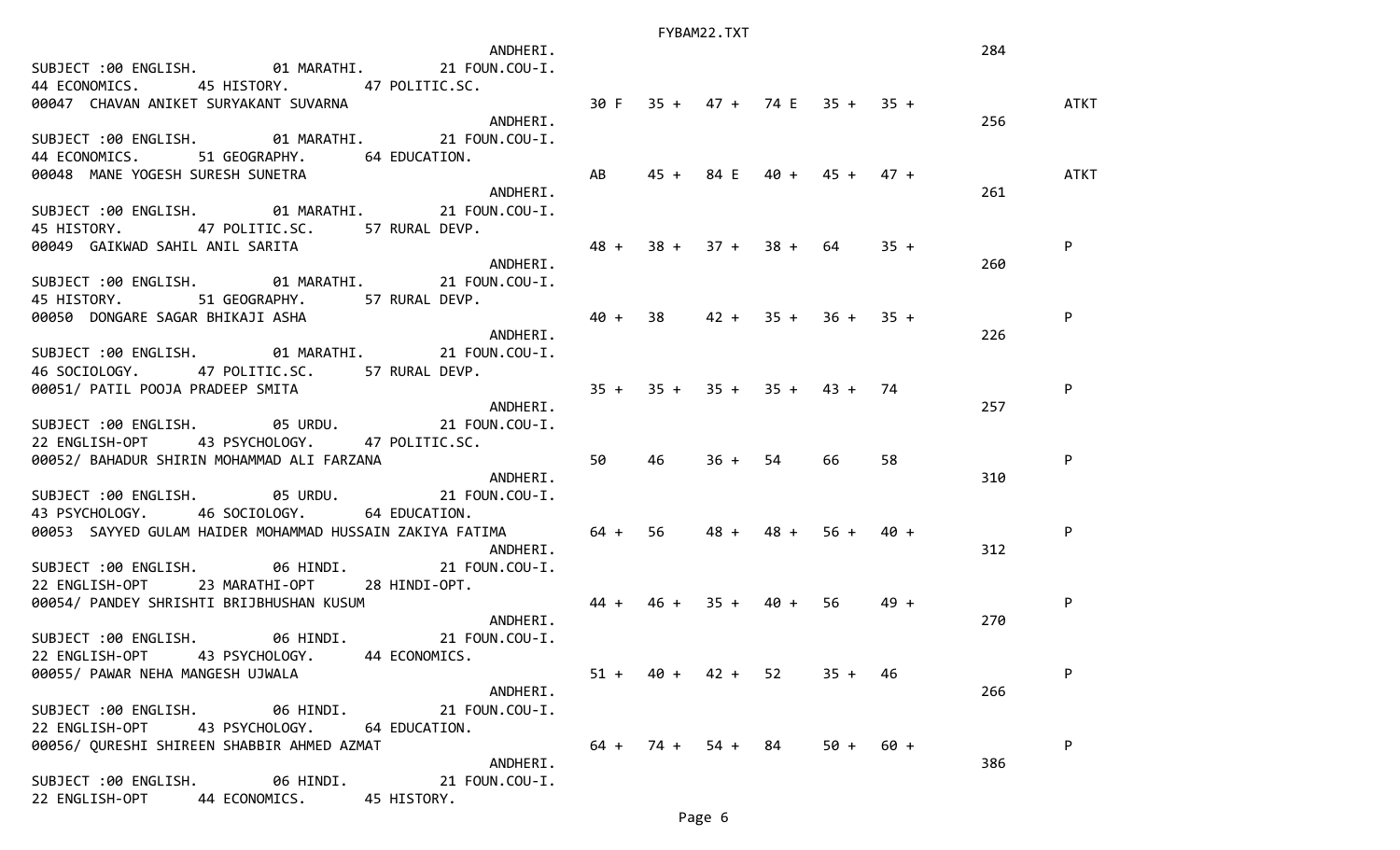```
                                                        ANDHERI.                                                    284
SUBJECT :00 ENGLISH.        01 MARATHI.        21 FOUN.COU-I.
44 ECONOMICS.     45 HISTORY.       47 POLITIC.SC.
00047  CHAVAN ANIKET SURYAKANT SUVARNA                            30 F   35 +   47 +   74 E   35 +   35 +                ATKT
                                                        ANDHERI.                                                    256
SUBJECT :00 ENGLISH.        01 MARATHI.        21 FOUN.COU-I.
44 ECONOMICS.     51 GEOGRAPHY.     64 EDUCATION.
00048  MANE YOGESH SURESH SUNETRA                                 AB     45 +   84 E   40 +   45 +   47 +                ATKT
                                                        ANDHERI.                                                    261
SUBJECT :00 ENGLISH.        01 MARATHI.        21 FOUN.COU-I.
45 HISTORY.       47 POLITIC.SC.     57 RURAL DEVP.
00049  GAIKWAD SAHIL ANIL SARITA                                  48 +   38 +   37 +   38 +   64     35 +                P
                                                        ANDHERI.                                                    260
SUBJECT :00 ENGLISH.        01 MARATHI.        21 FOUN.COU-I.
45 HISTORY.       51 GEOGRAPHY.     57 RURAL DEVP.
00050  DONGARE SAGAR BHIKAJI ASHA                                 40 +   38     42 +   35 +   36 +   35 +                P
                                                        ANDHERI.                                                    226
SUBJECT :00 ENGLISH.        01 MARATHI.        21 FOUN.COU-I.
46 SOCIOLOGY.     47 POLITIC.SC.     57 RURAL DEVP.
00051/ PATIL POOJA PRADEEP SMITA                                  35 +   35 +   35 +   35 +   43 +   74                  P
                                                        ANDHERI.                                                    257
SUBJECT :00 ENGLISH.        05 URDU.           21 FOUN.COU-I.
22 ENGLISH-OPT    43 PSYCHOLOGY.    47 POLITIC.SC.
00052/ BAHADUR SHIRIN MOHAMMAD ALI FARZANA                        50     46     36 +   54     66     58                  P
                                                        ANDHERI.                                                    310
SUBJECT :00 ENGLISH.        05 URDU.           21 FOUN.COU-I.
43 PSYCHOLOGY.    46 SOCIOLOGY.     64 EDUCATION.
00053  SAYYED GULAM HAIDER MOHAMMAD HUSSAIN ZAKIYA FATIMA          64 +   56     48 +   48 +   56 +   40 +                P
                                                        ANDHERI.                                                    312
SUBJECT :00 ENGLISH.        06 HINDI.          21 FOUN.COU-I.
22 ENGLISH-OPT    23 MARATHI-OPT    28 HINDI-OPT.
00054/ PANDEY SHRISHTI BRIJBHUSHAN KUSUM                          44 +   46 +   35 +   40 +   56     49 +                P
                                                        ANDHERI.                                                    270
SUBJECT :00 ENGLISH.        06 HINDI.          21 FOUN.COU-I.
22 ENGLISH-OPT    43 PSYCHOLOGY.    44 ECONOMICS.
00055/ PAWAR NEHA MANGESH UJWALA                                  51 +   40 +   42 +   52     35 +   46                  P
                                                        ANDHERI.                                                    266
SUBJECT :00 ENGLISH.        06 HINDI.          21 FOUN.COU-I.
22 ENGLISH-OPT    43 PSYCHOLOGY.    64 EDUCATION.
00056/ QURESHI SHIREEN SHABBIR AHMED AZMAT                        64 +   74 +   54 +   84     50 +   60 +                P
                                                        ANDHERI.                                                    386
SUBJECT :00 ENGLISH.        06 HINDI.          21 FOUN.COU-I.
22 ENGLISH-OPT    44 ECONOMICS.     45 HISTORY.
```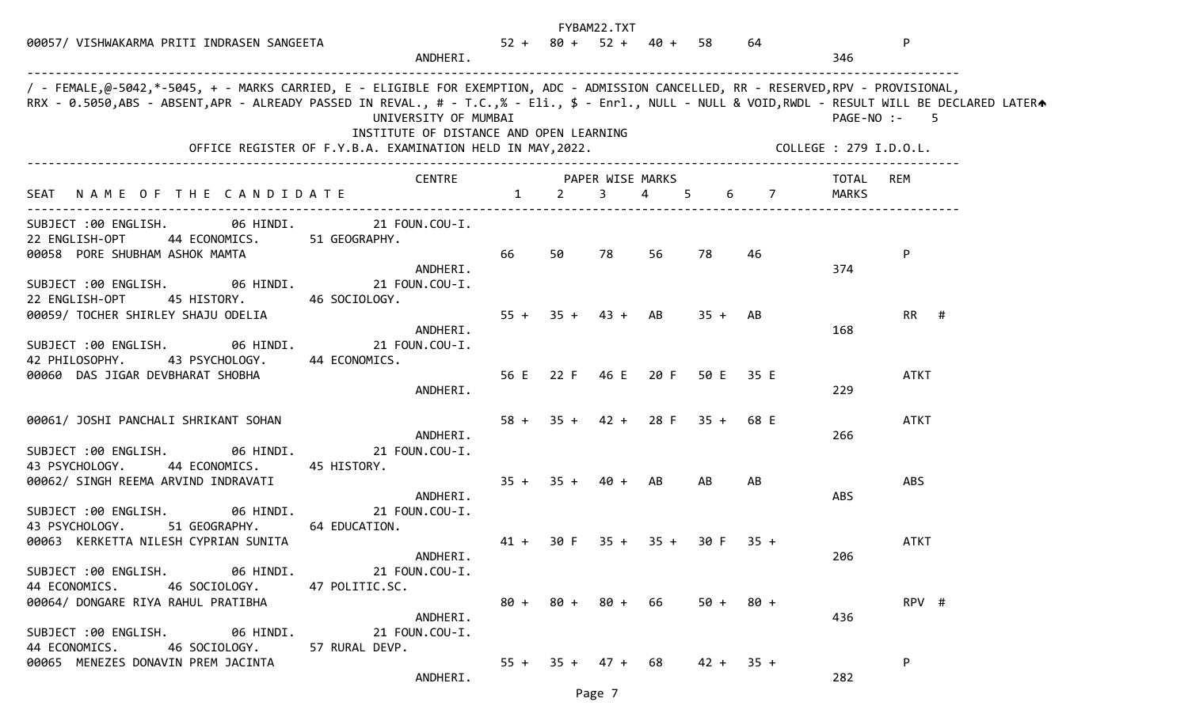| SEAT NAME OF THE CANDIDATE | CENTRE | 1 | 2 | 3 | 4 | 5 | 6 | 7 | TOTAL MARKS | REM |
|---|---|---|---|---|---|---|---|---|---|---|
| 00057/ VISHWAKARMA PRITI INDRASEN SANGEETA | ANDHERI. | 52 + | 80 + | 52 + | 40 + | 58 | 64 | | 346 | P |

/ - FEMALE,@-5042,*-5045, + - MARKS CARRIED, E - ELIGIBLE FOR EXEMPTION, ADC - ADMISSION CANCELLED, RR - RESERVED,RPV - PROVISIONAL,
RRX - 0.5050,ABS - ABSENT,APR - ALREADY PASSED IN REVAL., # - T.C.,% - Eli., $ - Enrl., NULL - NULL & VOID,RWDL - RESULT WILL BE DECLARED LATER

UNIVERSITY OF MUMBAI

INSTITUTE OF DISTANCE AND OPEN LEARNING

OFFICE REGISTER OF F.Y.B.A. EXAMINATION HELD IN MAY,2022.

PAGE-NO :- 5

COLLEGE : 279 I.D.O.L.

| SEAT NAME OF THE CANDIDATE | CENTRE | 1 | 2 | 3 | 4 | 5 | 6 | 7 | TOTAL MARKS | REM |
|---|---|---|---|---|---|---|---|---|---|---|
| SUBJECT :00 ENGLISH. 06 HINDI. 21 FOUN.COU-I. 22 ENGLISH-OPT 44 ECONOMICS. 51 GEOGRAPHY. | | | | | | | | | | |
| 00058 PORE SHUBHAM ASHOK MAMTA | ANDHERI. | 66 | 50 | 78 | 56 | 78 | 46 | | 374 | P |
| SUBJECT :00 ENGLISH. 06 HINDI. 21 FOUN.COU-I. 22 ENGLISH-OPT 45 HISTORY. 46 SOCIOLOGY. | | | | | | | | | | |
| 00059/ TOCHER SHIRLEY SHAJU ODELIA | ANDHERI. | 55 + | 35 + | 43 + | AB | 35 + | AB | | 168 | RR # |
| SUBJECT :00 ENGLISH. 06 HINDI. 21 FOUN.COU-I. 42 PHILOSOPHY. 43 PSYCHOLOGY. 44 ECONOMICS. | | | | | | | | | | |
| 00060 DAS JIGAR DEVBHARAT SHOBHA | ANDHERI. | 56 E | 22 F | 46 E | 20 F | 50 E | 35 E | | 229 | ATKT |
| 00061/ JOSHI PANCHALI SHRIKANT SOHAN | ANDHERI. | 58 + | 35 + | 42 + | 28 F | 35 + | 68 E | | 266 | ATKT |
| SUBJECT :00 ENGLISH. 06 HINDI. 21 FOUN.COU-I. 43 PSYCHOLOGY. 44 ECONOMICS. 45 HISTORY. | | | | | | | | | | |
| 00062/ SINGH REEMA ARVIND INDRAVATI | ANDHERI. | 35 + | 35 + | 40 + | AB | AB | AB | | ABS | ABS |
| SUBJECT :00 ENGLISH. 06 HINDI. 21 FOUN.COU-I. 43 PSYCHOLOGY. 51 GEOGRAPHY. 64 EDUCATION. | | | | | | | | | | |
| 00063 KERKETTA NILESH CYPRIAN SUNITA | ANDHERI. | 41 + | 30 F | 35 + | 35 + | 30 F | 35 + | | 206 | ATKT |
| SUBJECT :00 ENGLISH. 06 HINDI. 21 FOUN.COU-I. 44 ECONOMICS. 46 SOCIOLOGY. 47 POLITIC.SC. | | | | | | | | | | |
| 00064/ DONGARE RIYA RAHUL PRATIBHA | ANDHERI. | 80 + | 80 + | 80 + | 66 | 50 + | 80 + | | 436 | RPV # |
| SUBJECT :00 ENGLISH. 06 HINDI. 21 FOUN.COU-I. 44 ECONOMICS. 46 SOCIOLOGY. 57 RURAL DEVP. | | | | | | | | | | |
| 00065 MENEZES DONAVIN PREM JACINTA | ANDHERI. | 55 + | 35 + | 47 + | 68 | 42 + | 35 + | | 282 | P |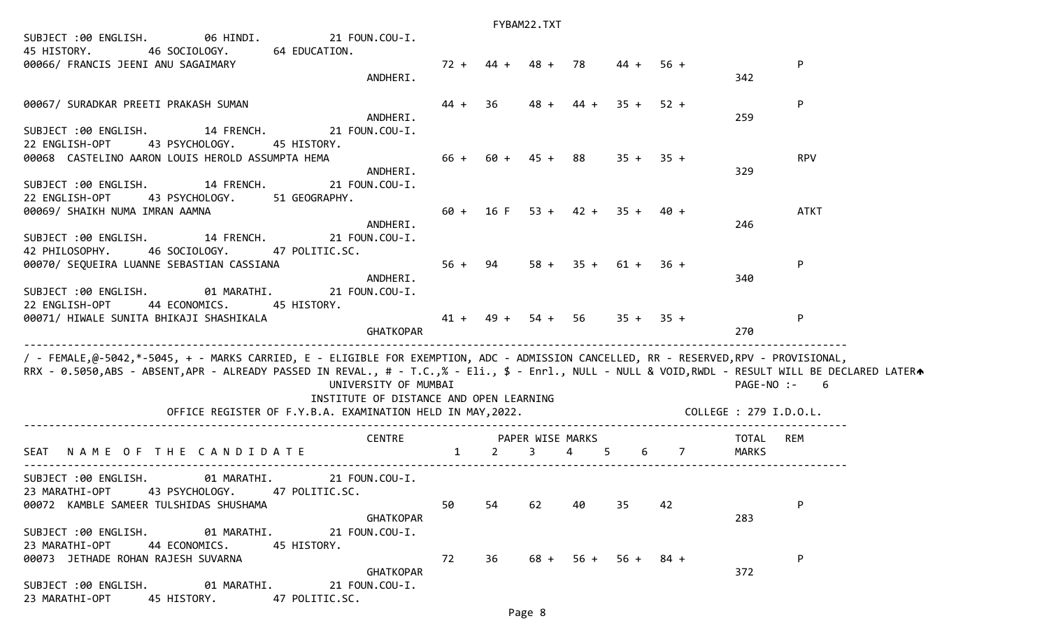SUBJECT :00 ENGLISH.  06 HINDI.  21 FOUN.COU-I.
45 HISTORY.  46 SOCIOLOGY.  64 EDUCATION.

| SEAT | NAME OF THE CANDIDATE | CENTRE | 1 | 2 | 3 | 4 | 5 | 6 | 7 | TOTAL MARKS | REM |
|---|---|---|---|---|---|---|---|---|---|---|---|
| 00066/ | FRANCIS JEENI ANU SAGAIMARY | ANDHERI. | 72 + | 44 + | 48 + | 78 | 44 + | 56 + | | 342 | P |
| 00067/ | SURADKAR PREETI PRAKASH SUMAN | ANDHERI. | 44 + | 36 | 48 + | 44 + | 35 + | 52 + | | 259 | P |

SUBJECT :00 ENGLISH.  14 FRENCH.  21 FOUN.COU-I.
22 ENGLISH-OPT  43 PSYCHOLOGY.  45 HISTORY.

| SEAT | NAME OF THE CANDIDATE | CENTRE | 1 | 2 | 3 | 4 | 5 | 6 | 7 | TOTAL MARKS | REM |
|---|---|---|---|---|---|---|---|---|---|---|---|
| 00068 | CASTELINO AARON LOUIS HEROLD ASSUMPTA HEMA | ANDHERI. | 66 + | 60 + | 45 + | 88 | 35 + | 35 + | | 329 | RPV |

SUBJECT :00 ENGLISH.  14 FRENCH.  21 FOUN.COU-I.
22 ENGLISH-OPT  43 PSYCHOLOGY.  51 GEOGRAPHY.

| SEAT | NAME OF THE CANDIDATE | CENTRE | 1 | 2 | 3 | 4 | 5 | 6 | 7 | TOTAL MARKS | REM |
|---|---|---|---|---|---|---|---|---|---|---|---|
| 00069/ | SHAIKH NUMA IMRAN AAMNA | ANDHERI. | 60 + | 16 F | 53 + | 42 + | 35 + | 40 + | | 246 | ATKT |

SUBJECT :00 ENGLISH.  14 FRENCH.  21 FOUN.COU-I.
42 PHILOSOPHY.  46 SOCIOLOGY.  47 POLITIC.SC.

| SEAT | NAME OF THE CANDIDATE | CENTRE | 1 | 2 | 3 | 4 | 5 | 6 | 7 | TOTAL MARKS | REM |
|---|---|---|---|---|---|---|---|---|---|---|---|
| 00070/ | SEQUEIRA LUANNE SEBASTIAN CASSIANA | ANDHERI. | 56 + | 94 | 58 + | 35 + | 61 + | 36 + | | 340 | P |

SUBJECT :00 ENGLISH.  01 MARATHI.  21 FOUN.COU-I.
22 ENGLISH-OPT  44 ECONOMICS.  45 HISTORY.

| SEAT | NAME OF THE CANDIDATE | CENTRE | 1 | 2 | 3 | 4 | 5 | 6 | 7 | TOTAL MARKS | REM |
|---|---|---|---|---|---|---|---|---|---|---|---|
| 00071/ | HIWALE SUNITA BHIKAJI SHASHIKALA | GHATKOPAR | 41 + | 49 + | 54 + | 56 | 35 + | 35 + | | 270 | P |

/ - FEMALE,@-5042,*-5045, + - MARKS CARRIED, E - ELIGIBLE FOR EXEMPTION, ADC - ADMISSION CANCELLED, RR - RESERVED,RPV - PROVISIONAL, RRX - 0.5050,ABS - ABSENT,APR - ALREADY PASSED IN REVAL., # - T.C.,% - Eli., $ - Enrl., NULL - NULL & VOID,RWDL - RESULT WILL BE DECLARED LATER

UNIVERSITY OF MUMBAI  PAGE-NO :- 6

INSTITUTE OF DISTANCE AND OPEN LEARNING

OFFICE REGISTER OF F.Y.B.A. EXAMINATION HELD IN MAY,2022.  COLLEGE : 279 I.D.O.L.

SUBJECT :00 ENGLISH.  01 MARATHI.  21 FOUN.COU-I.
23 MARATHI-OPT  43 PSYCHOLOGY.  47 POLITIC.SC.

| SEAT | NAME OF THE CANDIDATE | CENTRE | 1 | 2 | 3 | 4 | 5 | 6 | 7 | TOTAL MARKS | REM |
|---|---|---|---|---|---|---|---|---|---|---|---|
| 00072 | KAMBLE SAMEER TULSHIDAS SHUSHAMA | GHATKOPAR | 50 | 54 | 62 | 40 | 35 | 42 | | 283 | P |

SUBJECT :00 ENGLISH.  01 MARATHI.  21 FOUN.COU-I.
23 MARATHI-OPT  44 ECONOMICS.  45 HISTORY.

| SEAT | NAME OF THE CANDIDATE | CENTRE | 1 | 2 | 3 | 4 | 5 | 6 | 7 | TOTAL MARKS | REM |
|---|---|---|---|---|---|---|---|---|---|---|---|
| 00073 | JETHADE ROHAN RAJESH SUVARNA | GHATKOPAR | 72 | 36 | 68 + | 56 + | 56 + | 84 + | | 372 | P |

SUBJECT :00 ENGLISH.  01 MARATHI.  21 FOUN.COU-I.
23 MARATHI-OPT  45 HISTORY.  47 POLITIC.SC.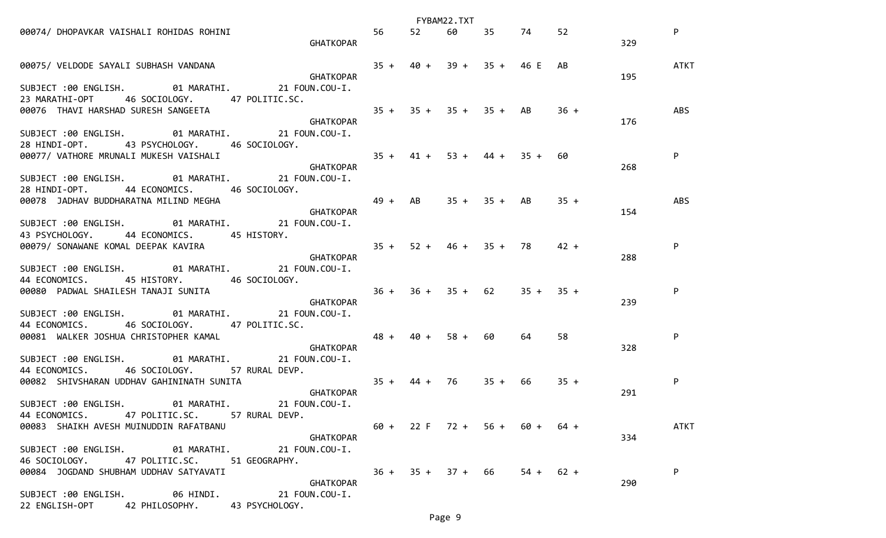```
00074/ DHOPAVKAR VAISHALI ROHIDAS ROHINI                         56     52     60     35     74     52                   P
                                                   GHATKOPAR                                                     329

00075/ VELDODE SAYALI SUBHASH VANDANA                            35 +   40 +   39 +   35 +   46 E   AB                   ATKT
                                                   GHATKOPAR                                                     195
SUBJECT :00 ENGLISH.        01 MARATHI.        21 FOUN.COU-I.
23 MARATHI-OPT      46 SOCIOLOGY.      47 POLITIC.SC.
00076  THAVI HARSHAD SURESH SANGEETA                             35 +   35 +   35 +   35 +   AB     36 +                 ABS
                                                   GHATKOPAR                                                     176
SUBJECT :00 ENGLISH.        01 MARATHI.        21 FOUN.COU-I.
28 HINDI-OPT.      43 PSYCHOLOGY.      46 SOCIOLOGY.
00077/ VATHORE MRUNALI MUKESH VAISHALI                           35 +   41 +   53 +   44 +   35 +   60                   P
                                                   GHATKOPAR                                                     268
SUBJECT :00 ENGLISH.        01 MARATHI.        21 FOUN.COU-I.
28 HINDI-OPT.      44 ECONOMICS.      46 SOCIOLOGY.
00078  JADHAV BUDDHARATNA MILIND MEGHA                           49 +   AB     35 +   35 +   AB     35 +                 ABS
                                                   GHATKOPAR                                                     154
SUBJECT :00 ENGLISH.        01 MARATHI.        21 FOUN.COU-I.
43 PSYCHOLOGY.      44 ECONOMICS.      45 HISTORY.
00079/ SONAWANE KOMAL DEEPAK KAVIRA                              35 +   52 +   46 +   35 +   78     42 +                 P
                                                   GHATKOPAR                                                     288
SUBJECT :00 ENGLISH.        01 MARATHI.        21 FOUN.COU-I.
44 ECONOMICS.      45 HISTORY.        46 SOCIOLOGY.
00080  PADWAL SHAILESH TANAJI SUNITA                             36 +   36 +   35 +   62     35 +   35 +                 P
                                                   GHATKOPAR                                                     239
SUBJECT :00 ENGLISH.        01 MARATHI.        21 FOUN.COU-I.
44 ECONOMICS.      46 SOCIOLOGY.      47 POLITIC.SC.
00081  WALKER JOSHUA CHRISTOPHER KAMAL                           48 +   40 +   58 +   60     64     58                   P
                                                   GHATKOPAR                                                     328
SUBJECT :00 ENGLISH.        01 MARATHI.        21 FOUN.COU-I.
44 ECONOMICS.      46 SOCIOLOGY.      57 RURAL DEVP.
00082  SHIVSHARAN UDDHAV GAHININATH SUNITA                       35 +   44 +   76     35 +   66     35 +                 P
                                                   GHATKOPAR                                                     291
SUBJECT :00 ENGLISH.        01 MARATHI.        21 FOUN.COU-I.
44 ECONOMICS.      47 POLITIC.SC.      57 RURAL DEVP.
00083  SHAIKH AVESH MUINUDDIN RAFATBANU                          60 +   22 F   72 +   56 +   60 +   64 +                 ATKT
                                                   GHATKOPAR                                                     334
SUBJECT :00 ENGLISH.        01 MARATHI.        21 FOUN.COU-I.
46 SOCIOLOGY.      47 POLITIC.SC.      51 GEOGRAPHY.
00084  JOGDAND SHUBHAM UDDHAV SATYAVATI                          36 +   35 +   37 +   66     54 +   62 +                 P
                                                   GHATKOPAR                                                     290
SUBJECT :00 ENGLISH.        06 HINDI.          21 FOUN.COU-I.
22 ENGLISH-OPT      42 PHILOSOPHY.      43 PSYCHOLOGY.
```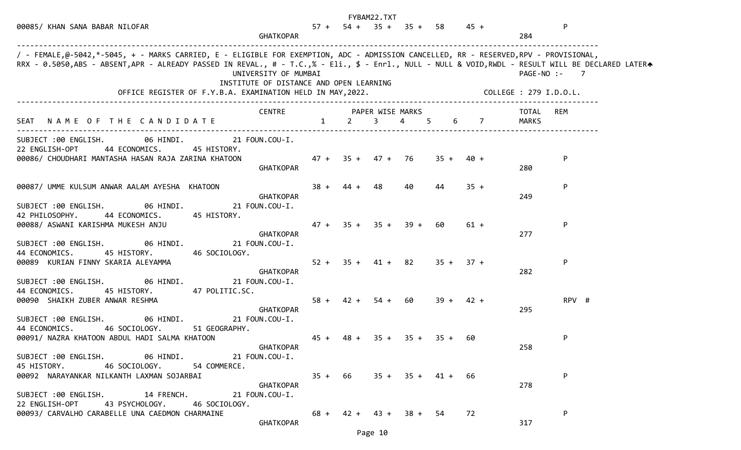| SEAT NAME OF THE CANDIDATE | CENTRE | 1 | 2 | 3 | 4 | 5 | 6 | 7 | TOTAL MARKS | REM |
|---|---|---|---|---|---|---|---|---|---|---|
| 00085/ KHAN SANA BABAR NILOFAR | GHATKOPAR | 57 + | 54 + | 35 + | 35 + | 58 | 45 + | | 284 | P |

/ - FEMALE,@-5042,*-5045, + - MARKS CARRIED, E - ELIGIBLE FOR EXEMPTION, ADC - ADMISSION CANCELLED, RR - RESERVED,RPV - PROVISIONAL, RRX - 0.5050,ABS - ABSENT,APR - ALREADY PASSED IN REVAL., # - T.C.,% - Eli., $ - Enrl., NULL - NULL & VOID,RWDL - RESULT WILL BE DECLARED LATER

UNIVERSITY OF MUMBAI

PAGE-NO :- 7

INSTITUTE OF DISTANCE AND OPEN LEARNING

OFFICE REGISTER OF F.Y.B.A. EXAMINATION HELD IN MAY,2022.

COLLEGE : 279 I.D.O.L.

| SEAT NAME OF THE CANDIDATE | CENTRE | PAPER WISE MARKS 1 | 2 | 3 | 4 | 5 | 6 | 7 | TOTAL MARKS | REM |
|---|---|---|---|---|---|---|---|---|---|---|
| SUBJECT :00 ENGLISH. 06 HINDI. 21 FOUN.COU-I. 22 ENGLISH-OPT 44 ECONOMICS. 45 HISTORY. | | | | | | | | | | |
| 00086/ CHOUDHARI MANTASHA HASAN RAJA ZARINA KHATOON | GHATKOPAR | 47 + | 35 + | 47 + | 76 | 35 + | 40 + | | 280 | P |
| 00087/ UMME KULSUM ANWAR AALAM AYESHA KHATOON | GHATKOPAR | 38 + | 44 + | 48 | 40 | 44 | 35 + | | 249 | P |
| SUBJECT :00 ENGLISH. 06 HINDI. 21 FOUN.COU-I. 42 PHILOSOPHY. 44 ECONOMICS. 45 HISTORY. | | | | | | | | | | |
| 00088/ ASWANI KARISHMA MUKESH ANJU | GHATKOPAR | 47 + | 35 + | 35 + | 39 + | 60 | 61 + | | 277 | P |
| SUBJECT :00 ENGLISH. 06 HINDI. 21 FOUN.COU-I. 44 ECONOMICS. 45 HISTORY. 46 SOCIOLOGY. | | | | | | | | | | |
| 00089 KURIAN FINNY SKARIA ALEYAMMA | GHATKOPAR | 52 + | 35 + | 41 + | 82 | 35 + | 37 + | | 282 | P |
| SUBJECT :00 ENGLISH. 06 HINDI. 21 FOUN.COU-I. 44 ECONOMICS. 45 HISTORY. 47 POLITIC.SC. | | | | | | | | | | |
| 00090 SHAIKH ZUBER ANWAR RESHMA | GHATKOPAR | 58 + | 42 + | 54 + | 60 | 39 + | 42 + | | 295 | RPV # |
| SUBJECT :00 ENGLISH. 06 HINDI. 21 FOUN.COU-I. 44 ECONOMICS. 46 SOCIOLOGY. 51 GEOGRAPHY. | | | | | | | | | | |
| 00091/ NAZRA KHATOON ABDUL HADI SALMA KHATOON | GHATKOPAR | 45 + | 48 + | 35 + | 35 + | 35 + | 60 | | 258 | P |
| SUBJECT :00 ENGLISH. 06 HINDI. 21 FOUN.COU-I. 45 HISTORY. 46 SOCIOLOGY. 54 COMMERCE. | | | | | | | | | | |
| 00092 NARAYANKAR NILKANTH LAXMAN SOJARBAI | GHATKOPAR | 35 + | 66 | 35 + | 35 + | 41 + | 66 | | 278 | P |
| SUBJECT :00 ENGLISH. 14 FRENCH. 21 FOUN.COU-I. 22 ENGLISH-OPT 43 PSYCHOLOGY. 46 SOCIOLOGY. | | | | | | | | | | |
| 00093/ CARVALHO CARABELLE UNA CAEDMON CHARMAINE | GHATKOPAR | 68 + | 42 + | 43 + | 38 + | 54 | 72 | | 317 | P |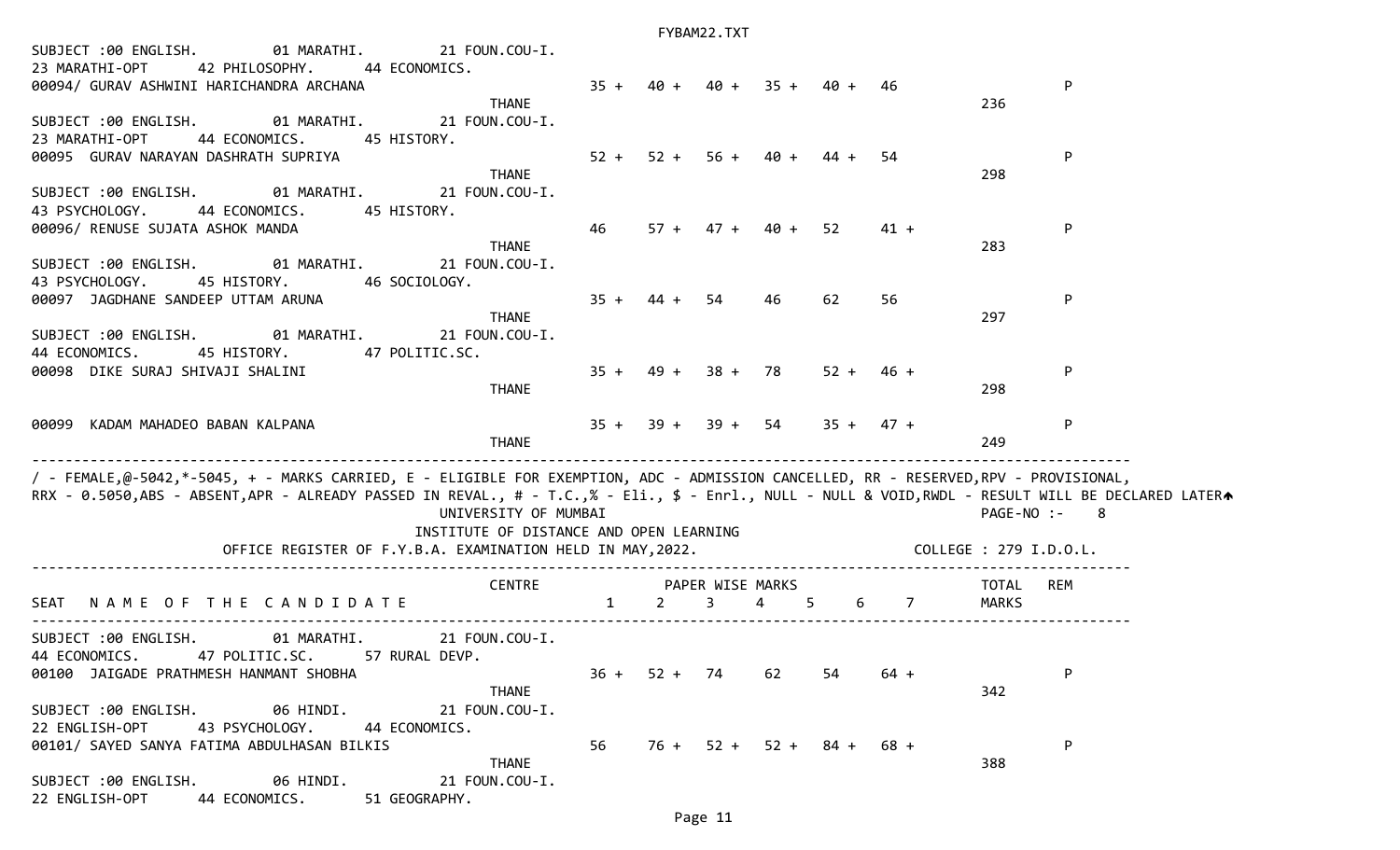SUBJECT :00 ENGLISH.    01 MARATHI.    21 FOUN.COU-I.
23 MARATHI-OPT    42 PHILOSOPHY.    44 ECONOMICS.

| SEAT / NAME | CENTRE | 1 | 2 | 3 | 4 | 5 | 6 | 7 | TOTAL | REM |
|---|---|---|---|---|---|---|---|---|---|---|
| 00094/ GURAV ASHWINI HARICHANDRA ARCHANA | THANE | 35 + | 40 + | 40 + | 35 + | 40 + | 46 | | 236 | P |

SUBJECT :00 ENGLISH.    01 MARATHI.    21 FOUN.COU-I.
23 MARATHI-OPT    44 ECONOMICS.    45 HISTORY.

| SEAT / NAME | CENTRE | 1 | 2 | 3 | 4 | 5 | 6 | 7 | TOTAL | REM |
|---|---|---|---|---|---|---|---|---|---|---|
| 00095 GURAV NARAYAN DASHRATH SUPRIYA | THANE | 52 + | 52 + | 56 + | 40 + | 44 + | 54 | | 298 | P |

SUBJECT :00 ENGLISH.    01 MARATHI.    21 FOUN.COU-I.
43 PSYCHOLOGY.    44 ECONOMICS.    45 HISTORY.

| SEAT / NAME | CENTRE | 1 | 2 | 3 | 4 | 5 | 6 | 7 | TOTAL | REM |
|---|---|---|---|---|---|---|---|---|---|---|
| 00096/ RENUSE SUJATA ASHOK MANDA | THANE | 46 | 57 + | 47 + | 40 + | 52 | 41 + | | 283 | P |

SUBJECT :00 ENGLISH.    01 MARATHI.    21 FOUN.COU-I.
43 PSYCHOLOGY.    45 HISTORY.    46 SOCIOLOGY.

| SEAT / NAME | CENTRE | 1 | 2 | 3 | 4 | 5 | 6 | 7 | TOTAL | REM |
|---|---|---|---|---|---|---|---|---|---|---|
| 00097 JAGDHANE SANDEEP UTTAM ARUNA | THANE | 35 + | 44 + | 54 | 46 | 62 | 56 | | 297 | P |

SUBJECT :00 ENGLISH.    01 MARATHI.    21 FOUN.COU-I.
44 ECONOMICS.    45 HISTORY.    47 POLITIC.SC.

| SEAT / NAME | CENTRE | 1 | 2 | 3 | 4 | 5 | 6 | 7 | TOTAL | REM |
|---|---|---|---|---|---|---|---|---|---|---|
| 00098 DIKE SURAJ SHIVAJI SHALINI | THANE | 35 + | 49 + | 38 + | 78 | 52 + | 46 + | | 298 | P |
| 00099 KADAM MAHADEO BABAN KALPANA | THANE | 35 + | 39 + | 39 + | 54 | 35 + | 47 + | | 249 | P |

/ - FEMALE,@-5042,*-5045, + - MARKS CARRIED, E - ELIGIBLE FOR EXEMPTION, ADC - ADMISSION CANCELLED, RR - RESERVED,RPV - PROVISIONAL,
RRX - 0.5050,ABS - ABSENT,APR - ALREADY PASSED IN REVAL., # - T.C.,% - Eli., $ - Enrl., NULL - NULL & VOID,RWDL - RESULT WILL BE DECLARED LATER

UNIVERSITY OF MUMBAI    PAGE-NO :- 8

INSTITUTE OF DISTANCE AND OPEN LEARNING

OFFICE REGISTER OF F.Y.B.A. EXAMINATION HELD IN MAY,2022.    COLLEGE : 279 I.D.O.L.

SUBJECT :00 ENGLISH.    01 MARATHI.    21 FOUN.COU-I.
44 ECONOMICS.    47 POLITIC.SC.    57 RURAL DEVP.

| SEAT / NAME OF THE CANDIDATE | CENTRE | 1 | 2 | 3 | 4 | 5 | 6 | 7 | TOTAL MARKS | REM |
|---|---|---|---|---|---|---|---|---|---|---|
| 00100 JAIGADE PRATHMESH HANMANT SHOBHA | THANE | 36 + | 52 + | 74 | 62 | 54 | 64 + | | 342 | P |

SUBJECT :00 ENGLISH.    06 HINDI.    21 FOUN.COU-I.
22 ENGLISH-OPT    43 PSYCHOLOGY.    44 ECONOMICS.

| SEAT / NAME | CENTRE | 1 | 2 | 3 | 4 | 5 | 6 | 7 | TOTAL | REM |
|---|---|---|---|---|---|---|---|---|---|---|
| 00101/ SAYED SANYA FATIMA ABDULHASAN BILKIS | THANE | 56 | 76 + | 52 + | 52 + | 84 + | 68 + | | 388 | P |

SUBJECT :00 ENGLISH.    06 HINDI.    21 FOUN.COU-I.
22 ENGLISH-OPT    44 ECONOMICS.    51 GEOGRAPHY.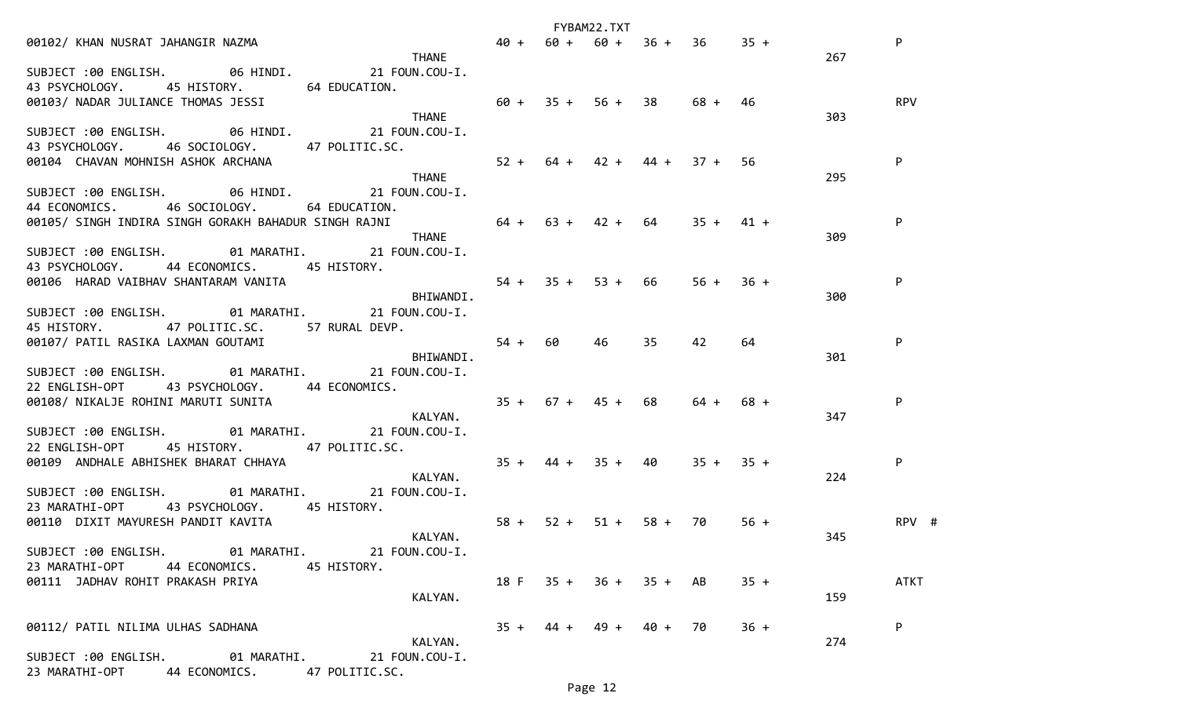```
00102/ KHAN NUSRAT JAHANGIR NAZMA                              40 +  60 +  60 +  36 +  36    35 +              P
                                                     THANE                                           267
SUBJECT :00 ENGLISH.        06 HINDI.          21 FOUN.COU-I.
43 PSYCHOLOGY.     45 HISTORY.       64 EDUCATION.
00103/ NADAR JULIANCE THOMAS JESSI                             60 +  35 +  56 +  38    68 +  46                RPV
                                                     THANE                                           303
SUBJECT :00 ENGLISH.        06 HINDI.          21 FOUN.COU-I.
43 PSYCHOLOGY.     46 SOCIOLOGY.     47 POLITIC.SC.
00104  CHAVAN MOHNISH ASHOK ARCHANA                            52 +  64 +  42 +  44 +  37 +  56                P
                                                     THANE                                           295
SUBJECT :00 ENGLISH.        06 HINDI.          21 FOUN.COU-I.
44 ECONOMICS.      46 SOCIOLOGY.     64 EDUCATION.
00105/ SINGH INDIRA SINGH GORAKH BAHADUR SINGH RAJNI           64 +  63 +  42 +  64    35 +  41 +              P
                                                     THANE                                           309
SUBJECT :00 ENGLISH.        01 MARATHI.        21 FOUN.COU-I.
43 PSYCHOLOGY.     44 ECONOMICS.     45 HISTORY.
00106  HARAD VAIBHAV SHANTARAM VANITA                          54 +  35 +  53 +  66    56 +  36 +              P
                                                     BHIWANDI.                                       300
SUBJECT :00 ENGLISH.        01 MARATHI.        21 FOUN.COU-I.
45 HISTORY.        47 POLITIC.SC.    57 RURAL DEVP.
00107/ PATIL RASIKA LAXMAN GOUTAMI                             54 +  60    46    35    42    64                P
                                                     BHIWANDI.                                       301
SUBJECT :00 ENGLISH.        01 MARATHI.        21 FOUN.COU-I.
22 ENGLISH-OPT     43 PSYCHOLOGY.    44 ECONOMICS.
00108/ NIKALJE ROHINI MARUTI SUNITA                            35 +  67 +  45 +  68    64 +  68 +              P
                                                     KALYAN.                                         347
SUBJECT :00 ENGLISH.        01 MARATHI.        21 FOUN.COU-I.
22 ENGLISH-OPT     45 HISTORY.       47 POLITIC.SC.
00109  ANDHALE ABHISHEK BHARAT CHHAYA                          35 +  44 +  35 +  40    35 +  35 +              P
                                                     KALYAN.                                         224
SUBJECT :00 ENGLISH.        01 MARATHI.        21 FOUN.COU-I.
23 MARATHI-OPT     43 PSYCHOLOGY.    45 HISTORY.
00110  DIXIT MAYURESH PANDIT KAVITA                            58 +  52 +  51 +  58 +  70    56 +              RPV  #
                                                     KALYAN.                                         345
SUBJECT :00 ENGLISH.        01 MARATHI.        21 FOUN.COU-I.
23 MARATHI-OPT     44 ECONOMICS.     45 HISTORY.
00111  JADHAV ROHIT PRAKASH PRIYA                              18 F  35 +  36 +  35 +  AB    35 +              ATKT
                                                     KALYAN.                                         159

00112/ PATIL NILIMA ULHAS SADHANA                              35 +  44 +  49 +  40 +  70    36 +              P
                                                     KALYAN.                                         274
SUBJECT :00 ENGLISH.        01 MARATHI.        21 FOUN.COU-I.
23 MARATHI-OPT     44 ECONOMICS.     47 POLITIC.SC.
```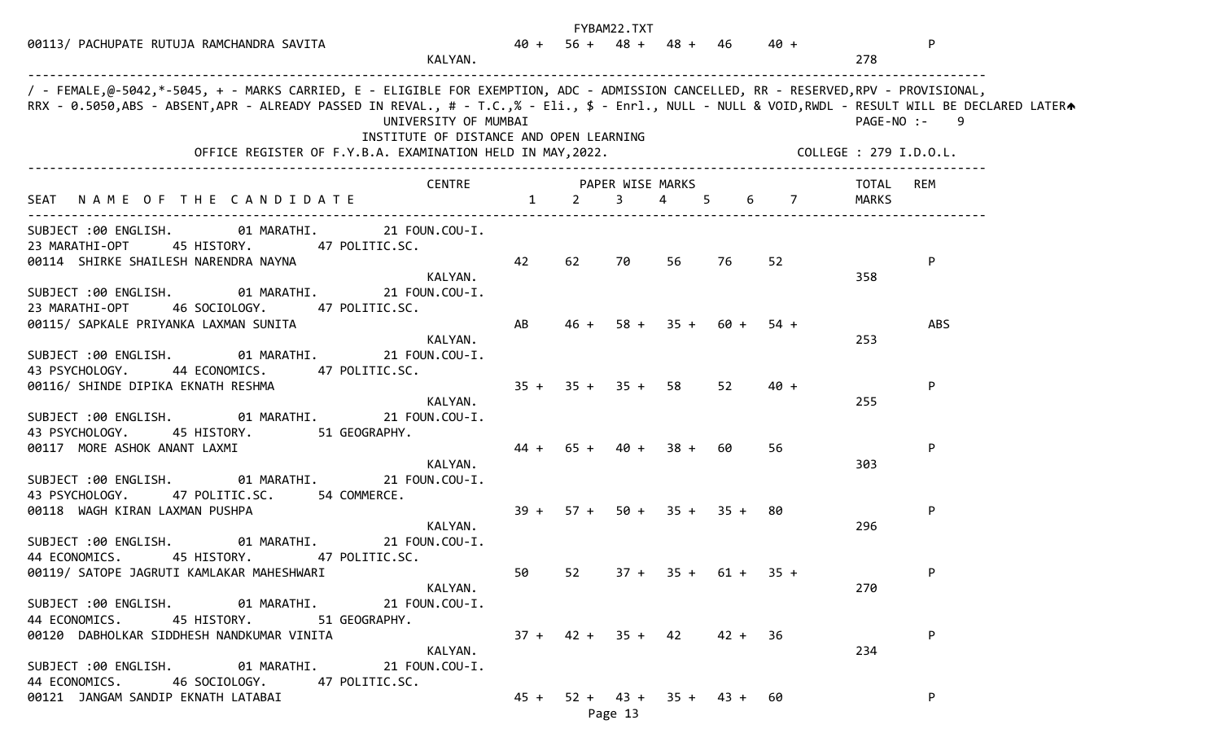| SEAT NAME OF THE CANDIDATE | CENTRE | 1 | 2 | 3 | 4 | 5 | 6 | 7 | TOTAL MARKS | REM |
|---|---|---|---|---|---|---|---|---|---|---|
| 00113/ PACHUPATE RUTUJA RAMCHANDRA SAVITA | KALYAN. | 40 + | 56 + | 48 + | 48 + | 46 | 40 + | | 278 | P |

/ - FEMALE,@-5042,*-5045, + - MARKS CARRIED, E - ELIGIBLE FOR EXEMPTION, ADC - ADMISSION CANCELLED, RR - RESERVED,RPV - PROVISIONAL, RRX - 0.5050,ABS - ABSENT,APR - ALREADY PASSED IN REVAL., # - T.C.,% - Eli., $ - Enrl., NULL - NULL & VOID,RWDL - RESULT WILL BE DECLARED LATER

UNIVERSITY OF MUMBAI

INSTITUTE OF DISTANCE AND OPEN LEARNING

OFFICE REGISTER OF F.Y.B.A. EXAMINATION HELD IN MAY,2022.

PAGE-NO :- 9

COLLEGE : 279 I.D.O.L.

| SEAT NAME OF THE CANDIDATE | CENTRE | 1 | 2 | 3 | 4 | 5 | 6 | 7 | TOTAL MARKS | REM |
|---|---|---|---|---|---|---|---|---|---|---|
| SUBJECT :00 ENGLISH. 01 MARATHI. 21 FOUN.COU-I. 23 MARATHI-OPT 45 HISTORY. 47 POLITIC.SC. | | | | | | | | | | |
| 00114 SHIRKE SHAILESH NARENDRA NAYNA | KALYAN. | 42 | 62 | 70 | 56 | 76 | 52 | | 358 | P |
| SUBJECT :00 ENGLISH. 01 MARATHI. 21 FOUN.COU-I. 23 MARATHI-OPT 46 SOCIOLOGY. 47 POLITIC.SC. | | | | | | | | | | |
| 00115/ SAPKALE PRIYANKA LAXMAN SUNITA | KALYAN. | AB | 46 + | 58 + | 35 + | 60 + | 54 + | | 253 | ABS |
| SUBJECT :00 ENGLISH. 01 MARATHI. 21 FOUN.COU-I. 43 PSYCHOLOGY. 44 ECONOMICS. 47 POLITIC.SC. | | | | | | | | | | |
| 00116/ SHINDE DIPIKA EKNATH RESHMA | KALYAN. | 35 + | 35 + | 35 + | 58 | 52 | 40 + | | 255 | P |
| SUBJECT :00 ENGLISH. 01 MARATHI. 21 FOUN.COU-I. 43 PSYCHOLOGY. 45 HISTORY. 51 GEOGRAPHY. | | | | | | | | | | |
| 00117 MORE ASHOK ANANT LAXMI | KALYAN. | 44 + | 65 + | 40 + | 38 + | 60 | 56 | | 303 | P |
| SUBJECT :00 ENGLISH. 01 MARATHI. 21 FOUN.COU-I. 43 PSYCHOLOGY. 47 POLITIC.SC. 54 COMMERCE. | | | | | | | | | | |
| 00118 WAGH KIRAN LAXMAN PUSHPA | KALYAN. | 39 + | 57 + | 50 + | 35 + | 35 + | 80 | | 296 | P |
| SUBJECT :00 ENGLISH. 01 MARATHI. 21 FOUN.COU-I. 44 ECONOMICS. 45 HISTORY. 47 POLITIC.SC. | | | | | | | | | | |
| 00119/ SATOPE JAGRUTI KAMLAKAR MAHESHWARI | KALYAN. | 50 | 52 | 37 + | 35 + | 61 + | 35 + | | 270 | P |
| SUBJECT :00 ENGLISH. 01 MARATHI. 21 FOUN.COU-I. 44 ECONOMICS. 45 HISTORY. 51 GEOGRAPHY. | | | | | | | | | | |
| 00120 DABHOLKAR SIDDHESH NANDKUMAR VINITA | KALYAN. | 37 + | 42 + | 35 + | 42 | 42 + | 36 | | 234 | P |
| SUBJECT :00 ENGLISH. 01 MARATHI. 21 FOUN.COU-I. 44 ECONOMICS. 46 SOCIOLOGY. 47 POLITIC.SC. | | | | | | | | | | |
| 00121 JANGAM SANDIP EKNATH LATABAI | | 45 + | 52 + | 43 + | 35 + | 43 + | 60 | | | P |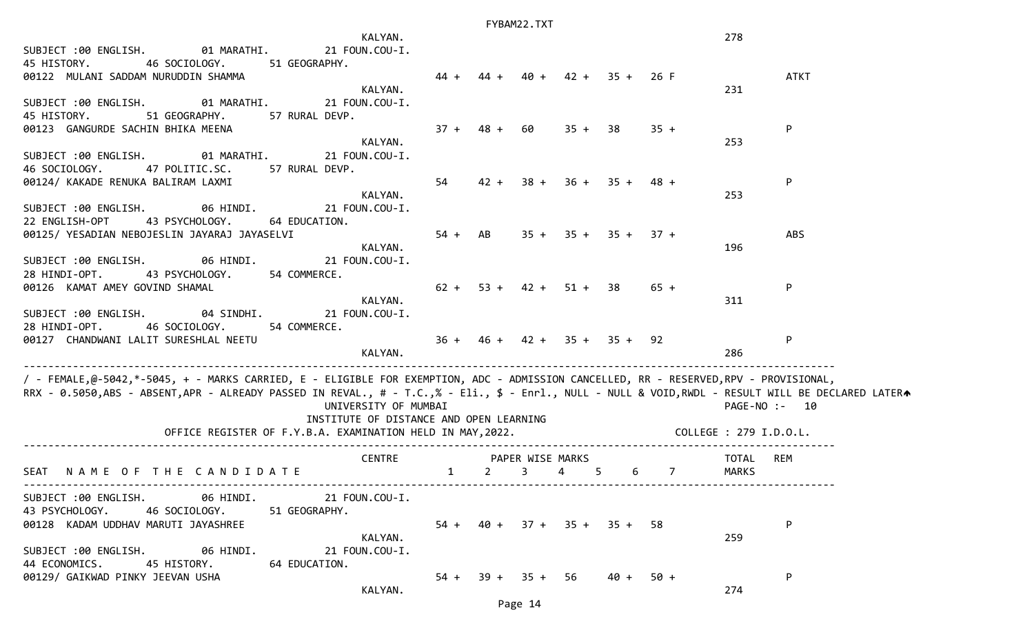```
                                              KALYAN.                                                            278
SUBJECT :00 ENGLISH.        01 MARATHI.       21 FOUN.COU-I.
45 HISTORY.       46 SOCIOLOGY.       51 GEOGRAPHY.
00122  MULANI SADDAM NURUDDIN SHAMMA                           44 +   44 +   40 +   42 +   35 +   26 F                   ATKT
                                              KALYAN.                                                            231
SUBJECT :00 ENGLISH.        01 MARATHI.       21 FOUN.COU-I.
45 HISTORY.       51 GEOGRAPHY.       57 RURAL DEVP.
00123  GANGURDE SACHIN BHIKA MEENA                             37 +   48 +   60     35 +   38     35 +                   P
                                              KALYAN.                                                            253
SUBJECT :00 ENGLISH.        01 MARATHI.       21 FOUN.COU-I.
46 SOCIOLOGY.     47 POLITIC.SC.      57 RURAL DEVP.
00124/ KAKADE RENUKA BALIRAM LAXMI                             54     42 +   38 +   36 +   35 +   48 +                   P
                                              KALYAN.                                                            253
SUBJECT :00 ENGLISH.        06 HINDI.         21 FOUN.COU-I.
22 ENGLISH-OPT    43 PSYCHOLOGY.      64 EDUCATION.
00125/ YESADIAN NEBOJESLIN JAYARAJ JAYASELVI                   54 +   AB     35 +   35 +   35 +   37 +                   ABS
                                              KALYAN.                                                            196
SUBJECT :00 ENGLISH.        06 HINDI.         21 FOUN.COU-I.
28 HINDI-OPT.     43 PSYCHOLOGY.      54 COMMERCE.
00126  KAMAT AMEY GOVIND SHAMAL                                62 +   53 +   42 +   51 +   38     65 +                   P
                                              KALYAN.                                                            311
SUBJECT :00 ENGLISH.        04 SINDHI.        21 FOUN.COU-I.
28 HINDI-OPT.     46 SOCIOLOGY.       54 COMMERCE.
00127  CHANDWANI LALIT SURESHLAL NEETU                         36 +   46 +   42 +   35 +   35 +   92                     P
                                              KALYAN.                                                            286
------------------------------------------------------------------------------------------------------------------------------
/ - FEMALE,@-5042,*-5045, + - MARKS CARRIED, E - ELIGIBLE FOR EXEMPTION, ADC - ADMISSION CANCELLED, RR - RESERVED,RPV - PROVISIONAL,
RRX - 0.5050,ABS - ABSENT,APR - ALREADY PASSED IN REVAL., # - T.C.,% - Eli., $ - Enrl., NULL - NULL & VOID,RWDL - RESULT WILL BE DECLARED LATER
                                        UNIVERSITY OF MUMBAI                                                     PAGE-NO :-   10
                                  INSTITUTE OF DISTANCE AND OPEN LEARNING
                    OFFICE REGISTER OF F.Y.B.A. EXAMINATION HELD IN MAY,2022.                               COLLEGE : 279 I.D.O.L.
------------------------------------------------------------------------------------------------------------------------------
                                              CENTRE                PAPER WISE MARKS                              TOTAL   REM
SEAT   N A M E  O F  T H E  C A N D I D A T E                  1      2      3      4      5      6      7        MARKS
------------------------------------------------------------------------------------------------------------------------------
SUBJECT :00 ENGLISH.        06 HINDI.         21 FOUN.COU-I.
43 PSYCHOLOGY.    46 SOCIOLOGY.       51 GEOGRAPHY.
00128  KADAM UDDHAV MARUTI JAYASHREE                           54 +   40 +   37 +   35 +   35 +   58                     P
                                              KALYAN.                                                            259
SUBJECT :00 ENGLISH.        06 HINDI.         21 FOUN.COU-I.
44 ECONOMICS.     45 HISTORY.         64 EDUCATION.
00129/ GAIKWAD PINKY JEEVAN USHA                               54 +   39 +   35 +   56     40 +   50 +                   P
                                              KALYAN.                                                            274
```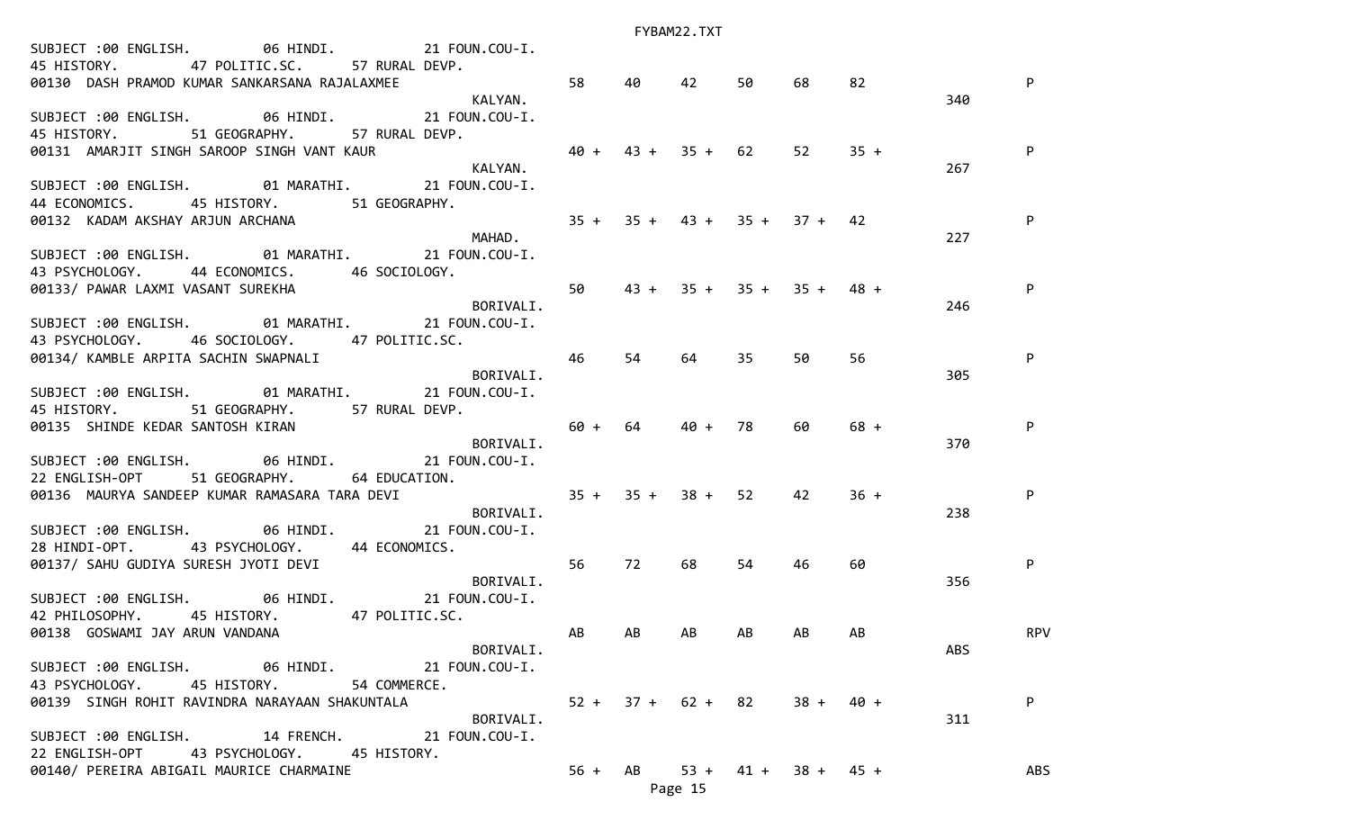```
SUBJECT :00 ENGLISH.        06 HINDI.          21 FOUN.COU-I.
45 HISTORY.        47 POLITIC.SC.      57 RURAL DEVP.
00130  DASH PRAMOD KUMAR SANKARSANA RAJALAXMEE                  58     40     42     50     68     82                 P
                                                  KALYAN.                                                    340
SUBJECT :00 ENGLISH.        06 HINDI.          21 FOUN.COU-I.
45 HISTORY.        51 GEOGRAPHY.       57 RURAL DEVP.
00131  AMARJIT SINGH SAROOP SINGH VANT KAUR                     40 +   43 +   35 +   62     52     35 +               P
                                                  KALYAN.                                                    267
SUBJECT :00 ENGLISH.        01 MARATHI.        21 FOUN.COU-I.
44 ECONOMICS.      45 HISTORY.         51 GEOGRAPHY.
00132  KADAM AKSHAY ARJUN ARCHANA                               35 +   35 +   43 +   35 +   37 +   42                 P
                                                  MAHAD.                                                     227
SUBJECT :00 ENGLISH.        01 MARATHI.        21 FOUN.COU-I.
43 PSYCHOLOGY.     44 ECONOMICS.       46 SOCIOLOGY.
00133/ PAWAR LAXMI VASANT SUREKHA                               50     43 +   35 +   35 +   35 +   48 +               P
                                                  BORIVALI.                                                  246
SUBJECT :00 ENGLISH.        01 MARATHI.        21 FOUN.COU-I.
43 PSYCHOLOGY.     46 SOCIOLOGY.       47 POLITIC.SC.
00134/ KAMBLE ARPITA SACHIN SWAPNALI                            46     54     64     35     50     56                 P
                                                  BORIVALI.                                                  305
SUBJECT :00 ENGLISH.        01 MARATHI.        21 FOUN.COU-I.
45 HISTORY.        51 GEOGRAPHY.       57 RURAL DEVP.
00135  SHINDE KEDAR SANTOSH KIRAN                               60 +   64     40 +   78     60     68 +               P
                                                  BORIVALI.                                                  370
SUBJECT :00 ENGLISH.        06 HINDI.          21 FOUN.COU-I.
22 ENGLISH-OPT     51 GEOGRAPHY.       64 EDUCATION.
00136  MAURYA SANDEEP KUMAR RAMASARA TARA DEVI                  35 +   35 +   38 +   52     42     36 +               P
                                                  BORIVALI.                                                  238
SUBJECT :00 ENGLISH.        06 HINDI.          21 FOUN.COU-I.
28 HINDI-OPT.      43 PSYCHOLOGY.      44 ECONOMICS.
00137/ SAHU GUDIYA SURESH JYOTI DEVI                            56     72     68     54     46     60                 P
                                                  BORIVALI.                                                  356
SUBJECT :00 ENGLISH.        06 HINDI.          21 FOUN.COU-I.
42 PHILOSOPHY.     45 HISTORY.         47 POLITIC.SC.
00138  GOSWAMI JAY ARUN VANDANA                                 AB     AB     AB     AB     AB     AB                 RPV
                                                  BORIVALI.                                                  ABS
SUBJECT :00 ENGLISH.        06 HINDI.          21 FOUN.COU-I.
43 PSYCHOLOGY.     45 HISTORY.         54 COMMERCE.
00139  SINGH ROHIT RAVINDRA NARAYAAN SHAKUNTALA                 52 +   37 +   62 +   82     38 +   40 +               P
                                                  BORIVALI.                                                  311
SUBJECT :00 ENGLISH.        14 FRENCH.         21 FOUN.COU-I.
22 ENGLISH-OPT     43 PSYCHOLOGY.      45 HISTORY.
00140/ PEREIRA ABIGAIL MAURICE CHARMAINE                        56 +   AB     53 +   41 +   38 +   45 +               ABS
```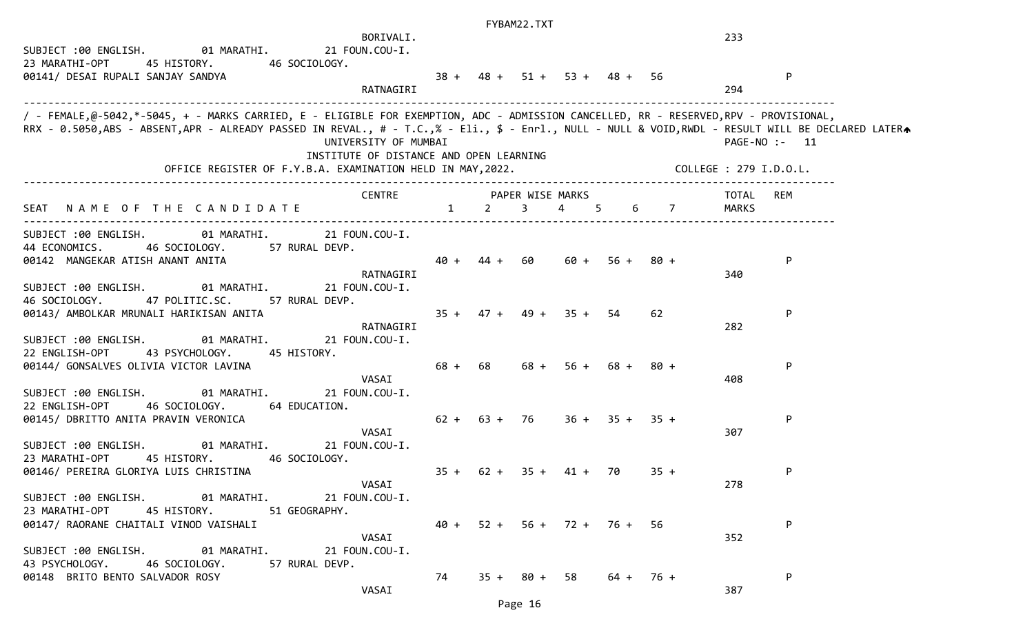BORIVALI. 233

SUBJECT :00 ENGLISH. 01 MARATHI. 21 FOUN.COU-I.
23 MARATHI-OPT 45 HISTORY. 46 SOCIOLOGY.

| SEAT / NAME | CENTRE | 1 | 2 | 3 | 4 | 5 | 6 | 7 | TOTAL MARKS | REM |
|---|---|---|---|---|---|---|---|---|---|---|
| 00141/ DESAI RUPALI SANJAY SANDYA | RATNAGIRI | 38 + | 48 + | 51 + | 53 + | 48 + | 56 | | 294 | P |

/ - FEMALE,@-5042,*-5045, + - MARKS CARRIED, E - ELIGIBLE FOR EXEMPTION, ADC - ADMISSION CANCELLED, RR - RESERVED,RPV - PROVISIONAL,
RRX - 0.5050,ABS - ABSENT,APR - ALREADY PASSED IN REVAL., # - T.C.,% - Eli., $ - Enrl., NULL - NULL & VOID,RWDL - RESULT WILL BE DECLARED LATER

PAGE-NO :- 11

UNIVERSITY OF MUMBAI
INSTITUTE OF DISTANCE AND OPEN LEARNING
OFFICE REGISTER OF F.Y.B.A. EXAMINATION HELD IN MAY,2022.

COLLEGE : 279 I.D.O.L.

| SEAT NAME OF THE CANDIDATE | CENTRE | PAPER WISE MARKS 1 | 2 | 3 | 4 | 5 | 6 | 7 | TOTAL MARKS | REM |
|---|---|---|---|---|---|---|---|---|---|---|
| SUBJECT :00 ENGLISH. 01 MARATHI. 21 FOUN.COU-I. 44 ECONOMICS. 46 SOCIOLOGY. 57 RURAL DEVP. | | | | | | | | | | |
| 00142 MANGEKAR ATISH ANANT ANITA | RATNAGIRI | 40 + | 44 + | 60 | 60 + | 56 + | 80 + | | 340 | P |
| SUBJECT :00 ENGLISH. 01 MARATHI. 21 FOUN.COU-I. 46 SOCIOLOGY. 47 POLITIC.SC. 57 RURAL DEVP. | | | | | | | | | | |
| 00143/ AMBOLKAR MRUNALI HARIKISAN ANITA | RATNAGIRI | 35 + | 47 + | 49 + | 35 + | 54 | 62 | | 282 | P |
| SUBJECT :00 ENGLISH. 01 MARATHI. 21 FOUN.COU-I. 22 ENGLISH-OPT 43 PSYCHOLOGY. 45 HISTORY. | | | | | | | | | | |
| 00144/ GONSALVES OLIVIA VICTOR LAVINA | VASAI | 68 + | 68 | 68 + | 56 + | 68 + | 80 + | | 408 | P |
| SUBJECT :00 ENGLISH. 01 MARATHI. 21 FOUN.COU-I. 22 ENGLISH-OPT 46 SOCIOLOGY. 64 EDUCATION. | | | | | | | | | | |
| 00145/ DBRITTO ANITA PRAVIN VERONICA | VASAI | 62 + | 63 + | 76 | 36 + | 35 + | 35 + | | 307 | P |
| SUBJECT :00 ENGLISH. 01 MARATHI. 21 FOUN.COU-I. 23 MARATHI-OPT 45 HISTORY. 46 SOCIOLOGY. | | | | | | | | | | |
| 00146/ PEREIRA GLORIYA LUIS CHRISTINA | VASAI | 35 + | 62 + | 35 + | 41 + | 70 | 35 + | | 278 | P |
| SUBJECT :00 ENGLISH. 01 MARATHI. 21 FOUN.COU-I. 23 MARATHI-OPT 45 HISTORY. 51 GEOGRAPHY. | | | | | | | | | | |
| 00147/ RAORANE CHAITALI VINOD VAISHALI | VASAI | 40 + | 52 + | 56 + | 72 + | 76 + | 56 | | 352 | P |
| SUBJECT :00 ENGLISH. 01 MARATHI. 21 FOUN.COU-I. 43 PSYCHOLOGY. 46 SOCIOLOGY. 57 RURAL DEVP. | | | | | | | | | | |
| 00148 BRITO BENTO SALVADOR ROSY | VASAI | 74 | 35 + | 80 + | 58 | 64 + | 76 + | | 387 | P |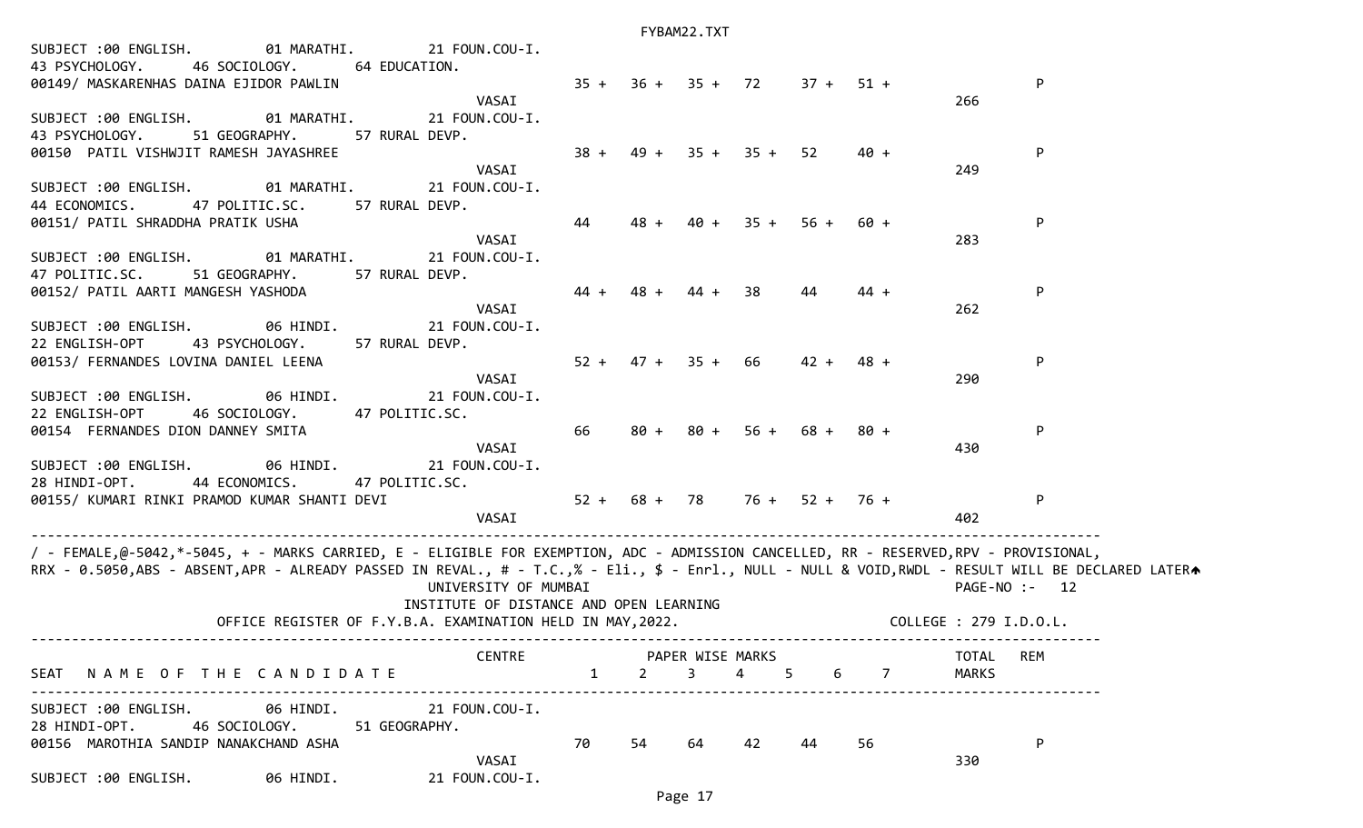```
SUBJECT :00 ENGLISH.        01 MARATHI.        21 FOUN.COU-I.
43 PSYCHOLOGY.     46 SOCIOLOGY.      64 EDUCATION.
00149/ MASKARENHAS DAINA EJIDOR PAWLIN                    35 +  36 +  35 +  72    37 +  51 +              P
                                                 VASAI                                         266
SUBJECT :00 ENGLISH.        01 MARATHI.        21 FOUN.COU-I.
43 PSYCHOLOGY.     51 GEOGRAPHY.      57 RURAL DEVP.
00150  PATIL VISHWJIT RAMESH JAYASHREE                    38 +  49 +  35 +  35 +  52    40 +              P
                                                 VASAI                                         249
SUBJECT :00 ENGLISH.        01 MARATHI.        21 FOUN.COU-I.
44 ECONOMICS.      47 POLITIC.SC.     57 RURAL DEVP.
00151/ PATIL SHRADDHA PRATIK USHA                         44    48 +  40 +  35 +  56 +  60 +              P
                                                 VASAI                                         283
SUBJECT :00 ENGLISH.        01 MARATHI.        21 FOUN.COU-I.
47 POLITIC.SC.     51 GEOGRAPHY.      57 RURAL DEVP.
00152/ PATIL AARTI MANGESH YASHODA                        44 +  48 +  44 +  38    44    44 +              P
                                                 VASAI                                         262
SUBJECT :00 ENGLISH.        06 HINDI.          21 FOUN.COU-I.
22 ENGLISH-OPT     43 PSYCHOLOGY.     57 RURAL DEVP.
00153/ FERNANDES LOVINA DANIEL LEENA                      52 +  47 +  35 +  66    42 +  48 +              P
                                                 VASAI                                         290
SUBJECT :00 ENGLISH.        06 HINDI.          21 FOUN.COU-I.
22 ENGLISH-OPT     46 SOCIOLOGY.      47 POLITIC.SC.
00154  FERNANDES DION DANNEY SMITA                        66    80 +  80 +  56 +  68 +  80 +              P
                                                 VASAI                                         430
SUBJECT :00 ENGLISH.        06 HINDI.          21 FOUN.COU-I.
28 HINDI-OPT.      44 ECONOMICS.      47 POLITIC.SC.
00155/ KUMARI RINKI PRAMOD KUMAR SHANTI DEVI              52 +  68 +  78    76 +  52 +  76 +              P
                                                 VASAI                                         402
---------------------------------------------------------------------------------------------------------------------
/ - FEMALE,@-5042,*-5045, + - MARKS CARRIED, E - ELIGIBLE FOR EXEMPTION, ADC - ADMISSION CANCELLED, RR - RESERVED,RPV - PROVISIONAL,
RRX - 0.5050,ABS - ABSENT,APR - ALREADY PASSED IN REVAL., # - T.C.,% - Eli., $ - Enrl., NULL - NULL & VOID,RWDL - RESULT WILL BE DECLARED LATER
                                        UNIVERSITY OF MUMBAI                                        PAGE-NO :-   12
                                 INSTITUTE OF DISTANCE AND OPEN LEARNING
                 OFFICE REGISTER OF F.Y.B.A. EXAMINATION HELD IN MAY,2022.                    COLLEGE : 279 I.D.O.L.
---------------------------------------------------------------------------------------------------------------------
                                                CENTRE          PAPER WISE MARKS                      TOTAL   REM
SEAT   N A M E  O F  T H E  C A N D I D A T E                  1     2     3     4     5     6     7      MARKS
---------------------------------------------------------------------------------------------------------------------
SUBJECT :00 ENGLISH.        06 HINDI.          21 FOUN.COU-I.
28 HINDI-OPT.      46 SOCIOLOGY.      51 GEOGRAPHY.
00156  MAROTHIA SANDIP NANAKCHAND ASHA                    70    54    64    42    44    56                P
                                                 VASAI                                         330
SUBJECT :00 ENGLISH.        06 HINDI.          21 FOUN.COU-I.
```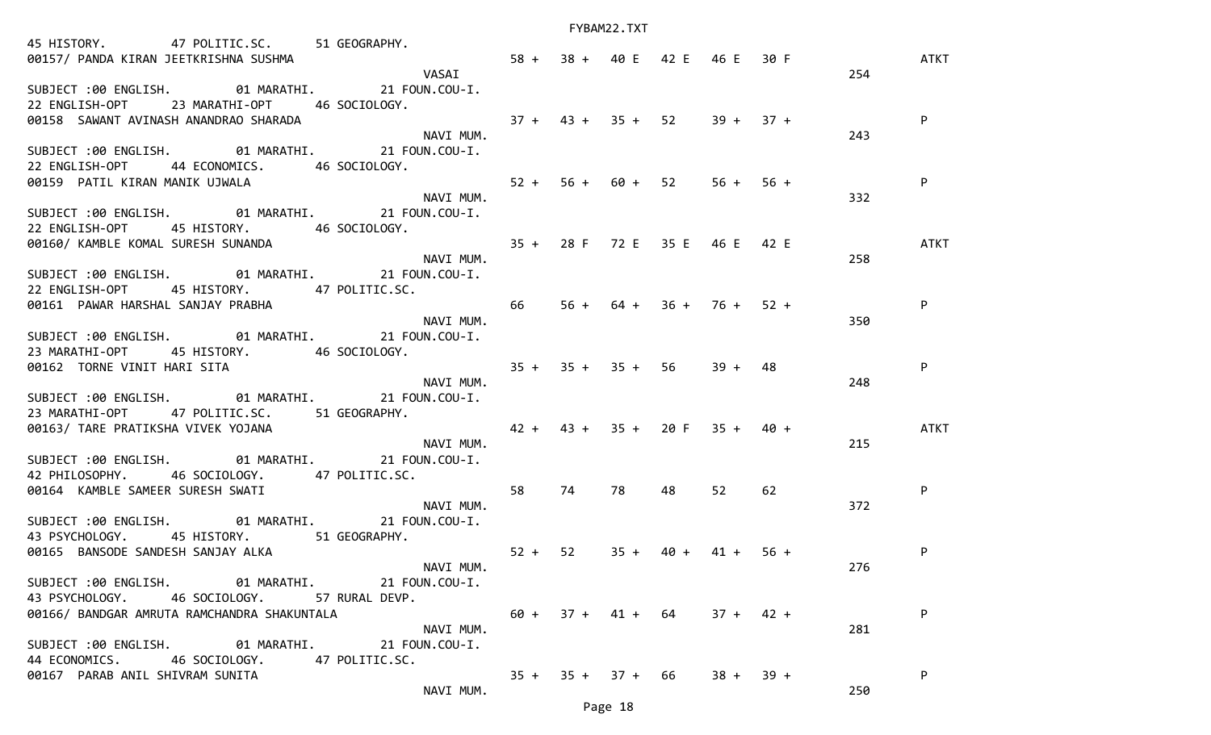```
45 HISTORY.        47 POLITIC.SC.      51 GEOGRAPHY.
00157/ PANDA KIRAN JEETKRISHNA SUSHMA                    58 +  38 +  40 E  42 E  46 E  30 F            ATKT
                                           VASAI                                                 254
SUBJECT :00 ENGLISH.       01 MARATHI.      21 FOUN.COU-I.
22 ENGLISH-OPT     23 MARATHI-OPT     46 SOCIOLOGY.
00158  SAWANT AVINASH ANANDRAO SHARADA                   37 +  43 +  35 +  52    39 +  37 +            P
                                           NAVI MUM.                                             243
SUBJECT :00 ENGLISH.       01 MARATHI.      21 FOUN.COU-I.
22 ENGLISH-OPT     44 ECONOMICS.      46 SOCIOLOGY.
00159  PATIL KIRAN MANIK UJWALA                          52 +  56 +  60 +  52    56 +  56 +            P
                                           NAVI MUM.                                             332
SUBJECT :00 ENGLISH.       01 MARATHI.      21 FOUN.COU-I.
22 ENGLISH-OPT     45 HISTORY.        46 SOCIOLOGY.
00160/ KAMBLE KOMAL SURESH SUNANDA                       35 +  28 F  72 E  35 E  46 E  42 E            ATKT
                                           NAVI MUM.                                             258
SUBJECT :00 ENGLISH.       01 MARATHI.      21 FOUN.COU-I.
22 ENGLISH-OPT     45 HISTORY.        47 POLITIC.SC.
00161  PAWAR HARSHAL SANJAY PRABHA                       66    56 +  64 +  36 +  76 +  52 +            P
                                           NAVI MUM.                                             350
SUBJECT :00 ENGLISH.       01 MARATHI.      21 FOUN.COU-I.
23 MARATHI-OPT     45 HISTORY.        46 SOCIOLOGY.
00162  TORNE VINIT HARI SITA                             35 +  35 +  35 +  56    39 +  48              P
                                           NAVI MUM.                                             248
SUBJECT :00 ENGLISH.       01 MARATHI.      21 FOUN.COU-I.
23 MARATHI-OPT     47 POLITIC.SC.     51 GEOGRAPHY.
00163/ TARE PRATIKSHA VIVEK YOJANA                       42 +  43 +  35 +  20 F  35 +  40 +            ATKT
                                           NAVI MUM.                                             215
SUBJECT :00 ENGLISH.       01 MARATHI.      21 FOUN.COU-I.
42 PHILOSOPHY.     46 SOCIOLOGY.      47 POLITIC.SC.
00164  KAMBLE SAMEER SURESH SWATI                        58    74    78    48    52    62              P
                                           NAVI MUM.                                             372
SUBJECT :00 ENGLISH.       01 MARATHI.      21 FOUN.COU-I.
43 PSYCHOLOGY.     45 HISTORY.        51 GEOGRAPHY.
00165  BANSODE SANDESH SANJAY ALKA                       52 +  52    35 +  40 +  41 +  56 +            P
                                           NAVI MUM.                                             276
SUBJECT :00 ENGLISH.       01 MARATHI.      21 FOUN.COU-I.
43 PSYCHOLOGY.     46 SOCIOLOGY.      57 RURAL DEVP.
00166/ BANDGAR AMRUTA RAMCHANDRA SHAKUNTALA              60 +  37 +  41 +  64    37 +  42 +            P
                                           NAVI MUM.                                             281
SUBJECT :00 ENGLISH.       01 MARATHI.      21 FOUN.COU-I.
44 ECONOMICS.      46 SOCIOLOGY.      47 POLITIC.SC.
00167  PARAB ANIL SHIVRAM SUNITA                         35 +  35 +  37 +  66    38 +  39 +            P
                                           NAVI MUM.                                             250
```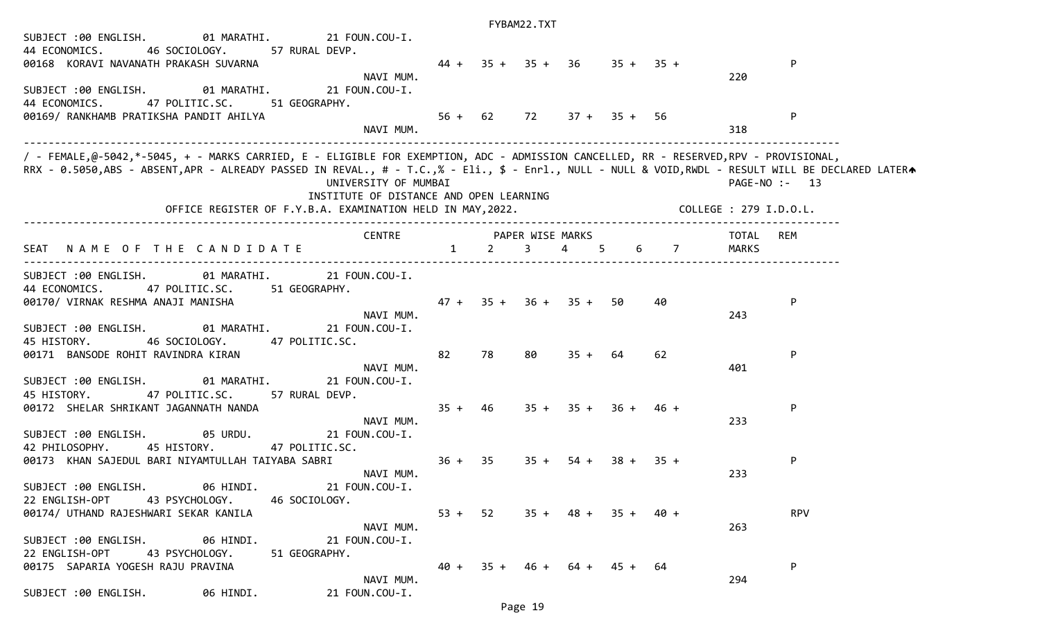SUBJECT :00 ENGLISH. 01 MARATHI. 21 FOUN.COU-I.
44 ECONOMICS. 46 SOCIOLOGY. 57 RURAL DEVP.

| SEAT | NAME OF THE CANDIDATE | CENTRE | 1 | 2 | 3 | 4 | 5 | 6 | 7 | TOTAL MARKS | REM |
|---|---|---|---|---|---|---|---|---|---|---|---|
| 00168 | KORAVI NAVANATH PRAKASH SUVARNA | NAVI MUM. | 44 + | 35 + | 35 + | 36 | 35 + | 35 + | | 220 | P |

SUBJECT :00 ENGLISH. 01 MARATHI. 21 FOUN.COU-I.
44 ECONOMICS. 47 POLITIC.SC. 51 GEOGRAPHY.

| SEAT | NAME OF THE CANDIDATE | CENTRE | 1 | 2 | 3 | 4 | 5 | 6 | 7 | TOTAL MARKS | REM |
|---|---|---|---|---|---|---|---|---|---|---|---|
| 00169/ | RANKHAMB PRATIKSHA PANDIT AHILYA | NAVI MUM. | 56 + | 62 | 72 | 37 + | 35 + | 56 | | 318 | P |

/ - FEMALE,@-5042,*-5045, + - MARKS CARRIED, E - ELIGIBLE FOR EXEMPTION, ADC - ADMISSION CANCELLED, RR - RESERVED,RPV - PROVISIONAL,
RRX - 0.5050,ABS - ABSENT,APR - ALREADY PASSED IN REVAL., # - T.C.,% - Eli., $ - Enrl., NULL - NULL & VOID,RWDL - RESULT WILL BE DECLARED LATER

UNIVERSITY OF MUMBAI  PAGE-NO :- 13
INSTITUTE OF DISTANCE AND OPEN LEARNING
OFFICE REGISTER OF F.Y.B.A. EXAMINATION HELD IN MAY,2022.  COLLEGE : 279 I.D.O.L.

SUBJECT :00 ENGLISH. 01 MARATHI. 21 FOUN.COU-I.
44 ECONOMICS. 47 POLITIC.SC. 51 GEOGRAPHY.

| SEAT | NAME OF THE CANDIDATE | CENTRE | 1 | 2 | 3 | 4 | 5 | 6 | 7 | TOTAL MARKS | REM |
|---|---|---|---|---|---|---|---|---|---|---|---|
| 00170/ | VIRNAK RESHMA ANAJI MANISHA | NAVI MUM. | 47 + | 35 + | 36 + | 35 + | 50 | 40 | | 243 | P |

SUBJECT :00 ENGLISH. 01 MARATHI. 21 FOUN.COU-I.
45 HISTORY. 46 SOCIOLOGY. 47 POLITIC.SC.

| SEAT | NAME OF THE CANDIDATE | CENTRE | 1 | 2 | 3 | 4 | 5 | 6 | 7 | TOTAL MARKS | REM |
|---|---|---|---|---|---|---|---|---|---|---|---|
| 00171 | BANSODE ROHIT RAVINDRA KIRAN | NAVI MUM. | 82 | 78 | 80 | 35 + | 64 | 62 | | 401 | P |

SUBJECT :00 ENGLISH. 01 MARATHI. 21 FOUN.COU-I.
45 HISTORY. 47 POLITIC.SC. 57 RURAL DEVP.

| SEAT | NAME OF THE CANDIDATE | CENTRE | 1 | 2 | 3 | 4 | 5 | 6 | 7 | TOTAL MARKS | REM |
|---|---|---|---|---|---|---|---|---|---|---|---|
| 00172 | SHELAR SHRIKANT JAGANNATH NANDA | NAVI MUM. | 35 + | 46 | 35 + | 35 + | 36 + | 46 + | | 233 | P |

SUBJECT :00 ENGLISH. 05 URDU. 21 FOUN.COU-I.
42 PHILOSOPHY. 45 HISTORY. 47 POLITIC.SC.

| SEAT | NAME OF THE CANDIDATE | CENTRE | 1 | 2 | 3 | 4 | 5 | 6 | 7 | TOTAL MARKS | REM |
|---|---|---|---|---|---|---|---|---|---|---|---|
| 00173 | KHAN SAJEDUL BARI NIYAMTULLAH TAIYABA SABRI | NAVI MUM. | 36 + | 35 | 35 + | 54 + | 38 + | 35 + | | 233 | P |

SUBJECT :00 ENGLISH. 06 HINDI. 21 FOUN.COU-I.
22 ENGLISH-OPT 43 PSYCHOLOGY. 46 SOCIOLOGY.

| SEAT | NAME OF THE CANDIDATE | CENTRE | 1 | 2 | 3 | 4 | 5 | 6 | 7 | TOTAL MARKS | REM |
|---|---|---|---|---|---|---|---|---|---|---|---|
| 00174/ | UTHAND RAJESHWARI SEKAR KANILA | NAVI MUM. | 53 + | 52 | 35 + | 48 + | 35 + | 40 + | | 263 | RPV |

SUBJECT :00 ENGLISH. 06 HINDI. 21 FOUN.COU-I.
22 ENGLISH-OPT 43 PSYCHOLOGY. 51 GEOGRAPHY.

| SEAT | NAME OF THE CANDIDATE | CENTRE | 1 | 2 | 3 | 4 | 5 | 6 | 7 | TOTAL MARKS | REM |
|---|---|---|---|---|---|---|---|---|---|---|---|
| 00175 | SAPARIA YOGESH RAJU PRAVINA | NAVI MUM. | 40 + | 35 + | 46 + | 64 + | 45 + | 64 | | 294 | P |

SUBJECT :00 ENGLISH. 06 HINDI. 21 FOUN.COU-I.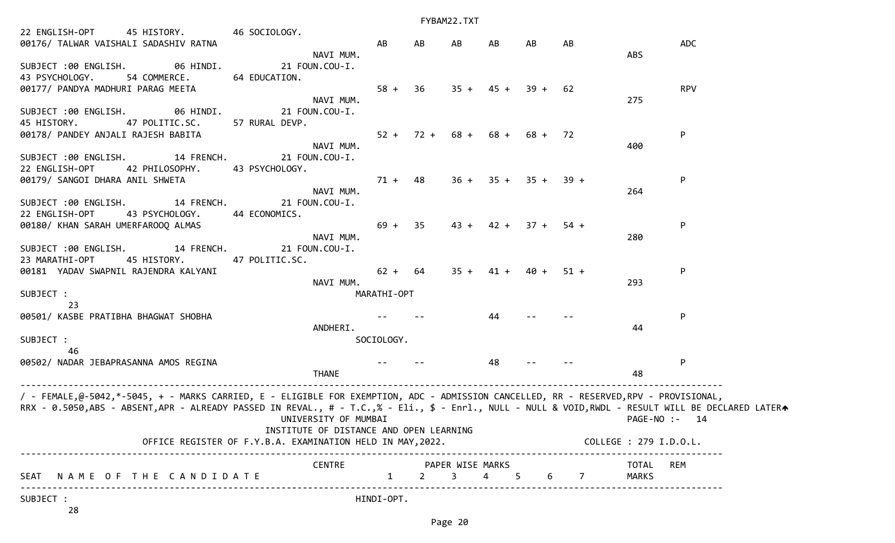```
22 ENGLISH-OPT      45 HISTORY.         46 SOCIOLOGY.
00176/ TALWAR VAISHALI SADASHIV RATNA                          AB     AB     AB     AB     AB     AB                  ADC
                                               NAVI MUM.                                                      ABS
SUBJECT :00 ENGLISH.        06 HINDI.         21 FOUN.COU-I.
43 PSYCHOLOGY.     54 COMMERCE.        64 EDUCATION.
00177/ PANDYA MADHURI PARAG MEETA                             58 +   36     35 +   45 +   39 +   62                  RPV
                                               NAVI MUM.                                                      275
SUBJECT :00 ENGLISH.        06 HINDI.         21 FOUN.COU-I.
45 HISTORY.       47 POLITIC.SC.      57 RURAL DEVP.
00178/ PANDEY ANJALI RAJESH BABITA                            52 +   72 +   68 +   68 +   68 +   72                  P
                                               NAVI MUM.                                                      400
SUBJECT :00 ENGLISH.        14 FRENCH.        21 FOUN.COU-I.
22 ENGLISH-OPT      42 PHILOSOPHY.      43 PSYCHOLOGY.
00179/ SANGOI DHARA ANIL SHWETA                               71 +   48     36 +   35 +   35 +   39 +                P
                                               NAVI MUM.                                                      264
SUBJECT :00 ENGLISH.        14 FRENCH.        21 FOUN.COU-I.
22 ENGLISH-OPT      43 PSYCHOLOGY.      44 ECONOMICS.
00180/ KHAN SARAH UMERFAROOQ ALMAS                            69 +   35     43 +   42 +   37 +   54 +                P
                                               NAVI MUM.                                                      280
SUBJECT :00 ENGLISH.        14 FRENCH.        21 FOUN.COU-I.
23 MARATHI-OPT      45 HISTORY.         47 POLITIC.SC.
00181  YADAV SWAPNIL RAJENDRA KALYANI                         62 +   64     35 +   41 +   40 +   51 +                P
                                               NAVI MUM.                                                      293
SUBJECT :                                               MARATHI-OPT
       23
00501/ KASBE PRATIBHA BHAGWAT SHOBHA                          --     --            44     --     --                  P
                                               ANDHERI.                                                        44
SUBJECT :                                               SOCIOLOGY.
       46
00502/ NADAR JEBAPRASANNA AMOS REGINA                          --     --            48     --     --                  P
                                               THANE                                                           48
-------------------------------------------------------------------------------------------------------------------------------
/ - FEMALE,@-5042,*-5045, + - MARKS CARRIED, E - ELIGIBLE FOR EXEMPTION, ADC - ADMISSION CANCELLED, RR - RESERVED,RPV - PROVISIONAL,
RRX - 0.5050,ABS - ABSENT,APR - ALREADY PASSED IN REVAL., # - T.C.,% - Eli., $ - Enrl., NULL - NULL & VOID,RWDL - RESULT WILL BE DECLARED LATER
                                          UNIVERSITY OF MUMBAI                                               PAGE-NO :-   14
                                   INSTITUTE OF DISTANCE AND OPEN LEARNING
               OFFICE REGISTER OF F.Y.B.A. EXAMINATION HELD IN MAY,2022.                            COLLEGE : 279 I.D.O.L.
-------------------------------------------------------------------------------------------------------------------------------
                                               CENTRE              PAPER WISE MARKS                         TOTAL   REM
SEAT   N A M E  O F  T H E  C A N D I D A T E                 1      2      3      4      5      6      7        MARKS
-------------------------------------------------------------------------------------------------------------------------------
SUBJECT :                                               HINDI-OPT.
       28
```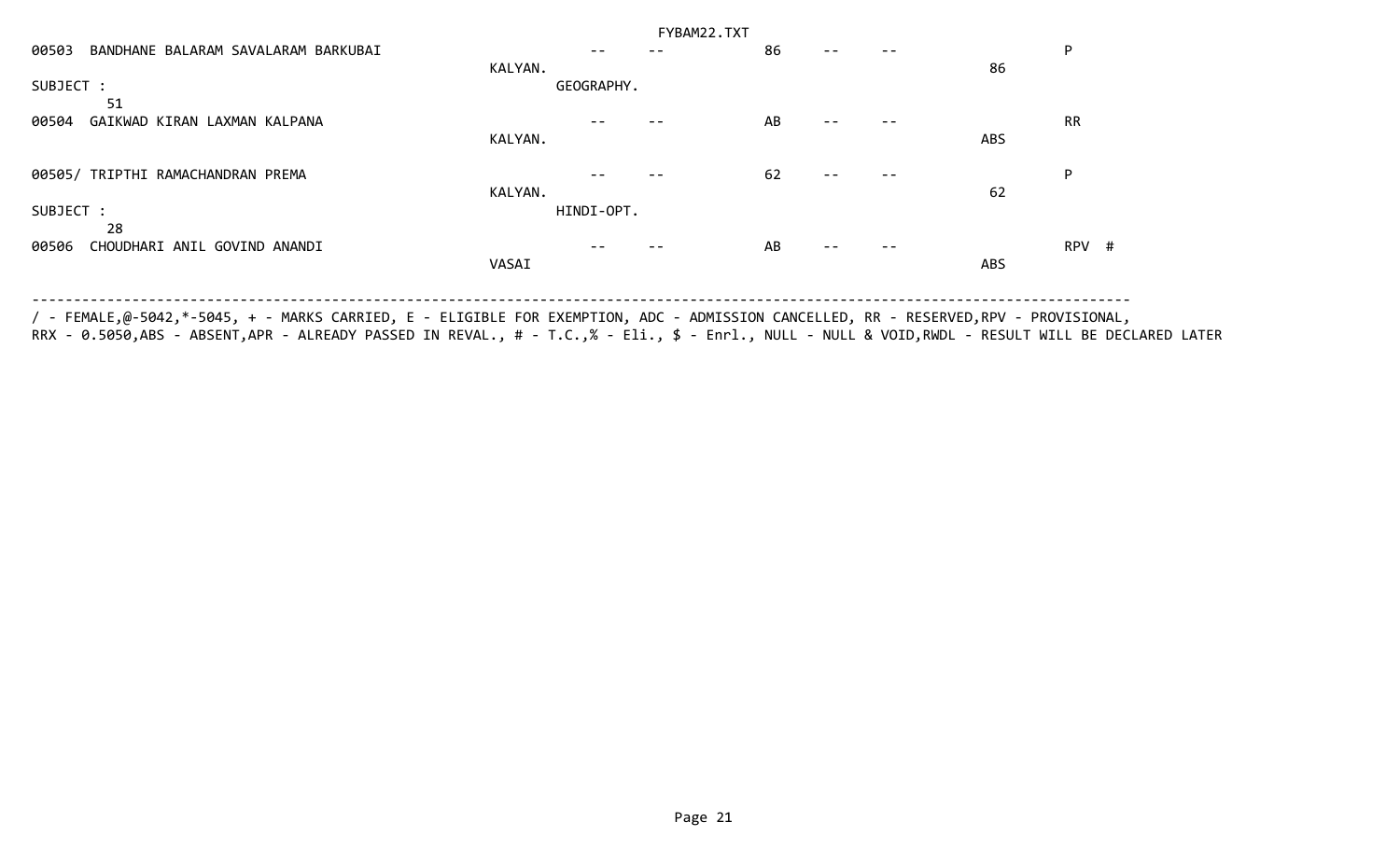FYBAM22.TXT

```
00503  BANDHANE BALARAM SAVALARAM BARKUBAI                --     --        86     --     --                  P
                                                  KALYAN.                                              86
SUBJECT :                                                 GEOGRAPHY.
        51
00504  GAIKWAD KIRAN LAXMAN KALPANA                       --     --        AB     --     --                  RR
                                                  KALYAN.                                              ABS

00505/ TRIPTHI RAMACHANDRAN PREMA                         --     --        62     --     --                  P
                                                  KALYAN.                                              62
SUBJECT :                                                 HINDI-OPT.
        28
00506  CHOUDHARI ANIL GOVIND ANANDI                       --     --        AB     --     --                  RPV  #
                                                  VASAI                                                ABS
```

---

/ - FEMALE,@-5042,*-5045, + - MARKS CARRIED, E - ELIGIBLE FOR EXEMPTION, ADC - ADMISSION CANCELLED, RR - RESERVED,RPV - PROVISIONAL,
RRX - 0.5050,ABS - ABSENT,APR - ALREADY PASSED IN REVAL., # - T.C.,% - Eli., $ - Enrl., NULL - NULL & VOID,RWDL - RESULT WILL BE DECLARED LATER